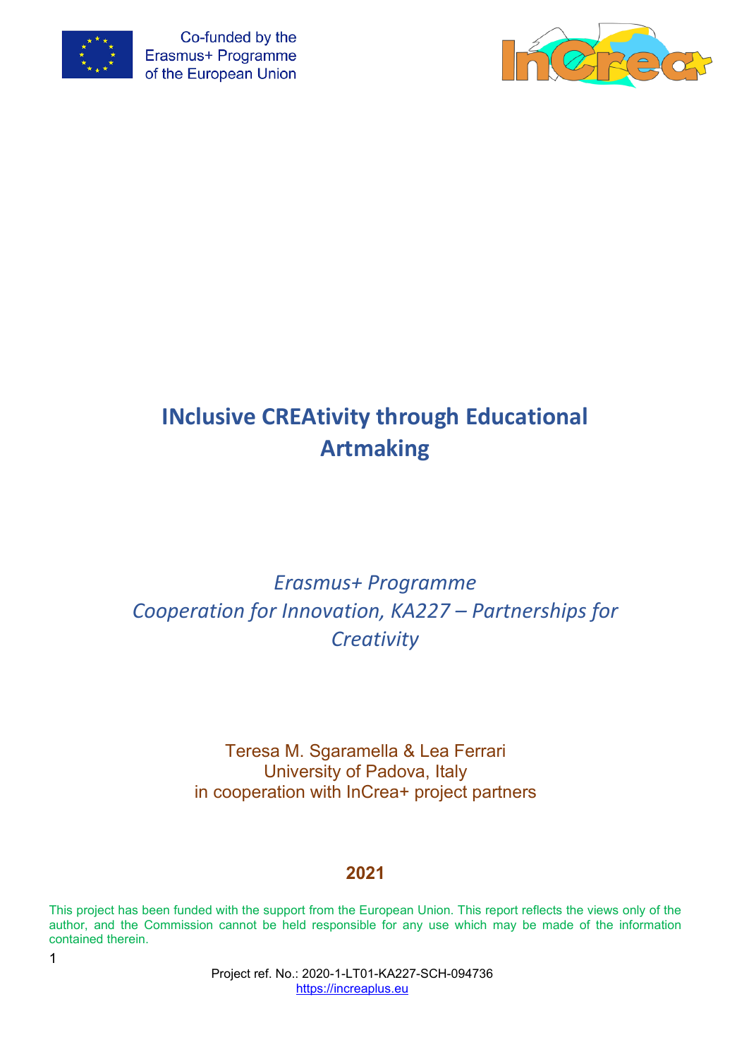Co-funded by the Erasmus+ Programme of the European Union

# INclusive CREAtivity through Educational Artmaking

*Erasmus+ Programme*
*Cooperation for Innovation, KA227 – Partnerships for Creativity*

Teresa M. Sgaramella & Lea Ferrari
University of Padova, Italy
in cooperation with InCrea+ project partners

**2021**

This project has been funded with the support from the European Union. This report reflects the views only of the author, and the Commission cannot be held responsible for any use which may be made of the information contained therein.

Project ref. No.: 2020-1-LT01-KA227-SCH-094736
https://increaplus.eu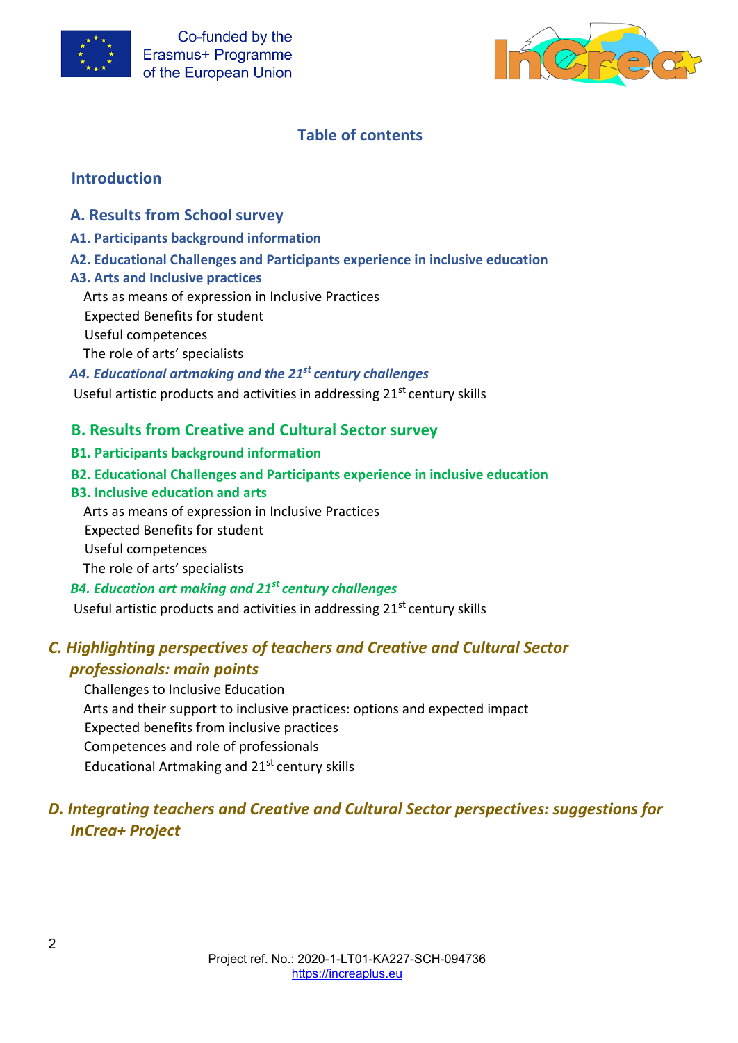## Table of contents

### Introduction

### A. Results from School survey

**A1. Participants background information**

**A2. Educational Challenges and Participants experience in inclusive education**

**A3. Arts and Inclusive practices**

- Arts as means of expression in Inclusive Practices
- Expected Benefits for student
- Useful competences
- The role of arts' specialists

***A4. Educational artmaking and the 21st century challenges***

Useful artistic products and activities in addressing 21st century skills

### B. Results from Creative and Cultural Sector survey

**B1. Participants background information**

**B2. Educational Challenges and Participants experience in inclusive education**

**B3. Inclusive education and arts**

- Arts as means of expression in Inclusive Practices
- Expected Benefits for student
- Useful competences
- The role of arts' specialists

***B4. Education art making and 21st century challenges***

Useful artistic products and activities in addressing 21st century skills

### *C. Highlighting perspectives of teachers and Creative and Cultural Sector professionals: main points*

- Challenges to Inclusive Education
- Arts and their support to inclusive practices: options and expected impact
- Expected benefits from inclusive practices
- Competences and role of professionals
- Educational Artmaking and 21st century skills

### *D. Integrating teachers and Creative and Cultural Sector perspectives: suggestions for InCrea+ Project*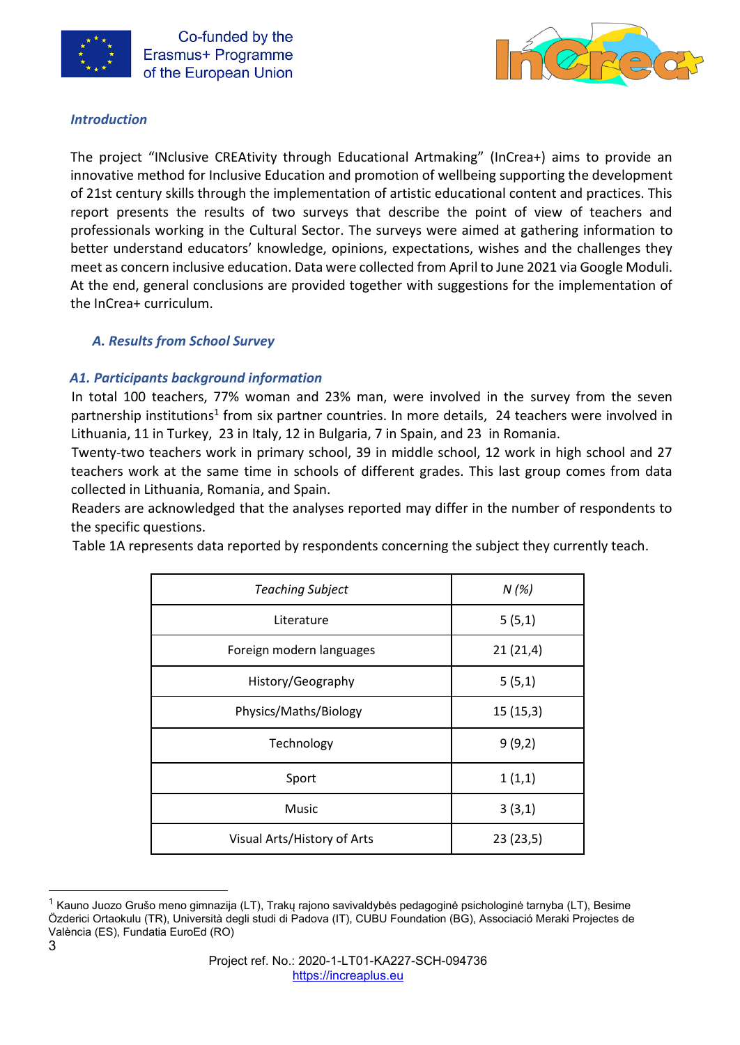### *Introduction*

The project "INclusive CREAtivity through Educational Artmaking" (InCrea+) aims to provide an innovative method for Inclusive Education and promotion of wellbeing supporting the development of 21st century skills through the implementation of artistic educational content and practices. This report presents the results of two surveys that describe the point of view of teachers and professionals working in the Cultural Sector. The surveys were aimed at gathering information to better understand educators' knowledge, opinions, expectations, wishes and the challenges they meet as concern inclusive education. Data were collected from April to June 2021 via Google Moduli. At the end, general conclusions are provided together with suggestions for the implementation of the InCrea+ curriculum.

## *A. Results from School Survey*

### *A1. Participants background information*

In total 100 teachers, 77% woman and 23% man, were involved in the survey from the seven partnership institutions[1] from six partner countries. In more details, 24 teachers were involved in Lithuania, 11 in Turkey, 23 in Italy, 12 in Bulgaria, 7 in Spain, and 23 in Romania.

Twenty-two teachers work in primary school, 39 in middle school, 12 work in high school and 27 teachers work at the same time in schools of different grades. This last group comes from data collected in Lithuania, Romania, and Spain.

Readers are acknowledged that the analyses reported may differ in the number of respondents to the specific questions.

Table 1A represents data reported by respondents concerning the subject they currently teach.

| *Teaching Subject* | *N (%)* |
|---|---|
| Literature | 5 (5,1) |
| Foreign modern languages | 21 (21,4) |
| History/Geography | 5 (5,1) |
| Physics/Maths/Biology | 15 (15,3) |
| Technology | 9 (9,2) |
| Sport | 1 (1,1) |
| Music | 3 (3,1) |
| Visual Arts/History of Arts | 23 (23,5) |

[1] Kauno Juozo Grušo meno gimnazija (LT), Trakų rajono savivaldybės pedagoginė psichologinė tarnyba (LT), Besime Özderici Ortaokulu (TR), Università degli studi di Padova (IT), CUBU Foundation (BG), Associació Meraki Projectes de València (ES), Fundatia EuroEd (RO)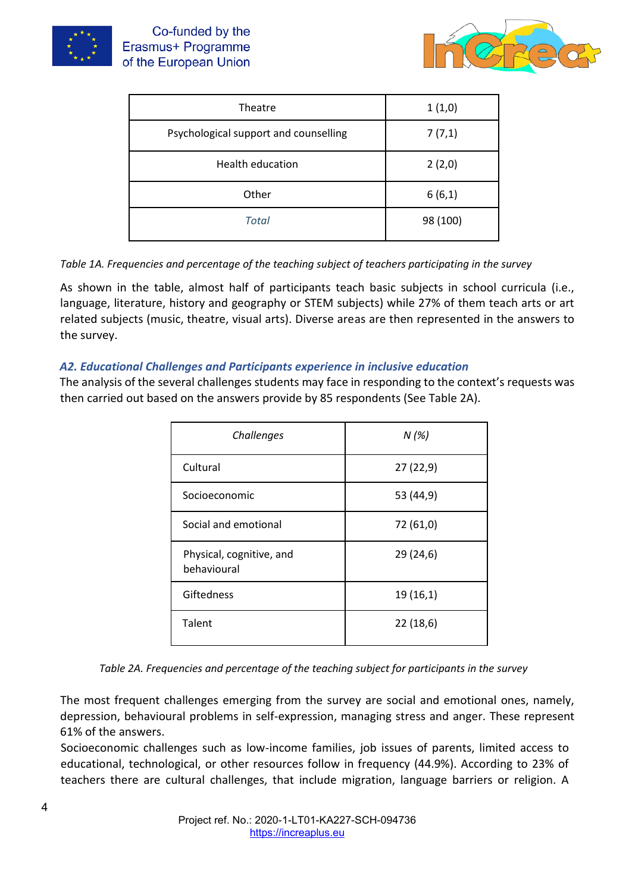| | |
|---|---|
| Theatre | 1 (1,0) |
| Psychological support and counselling | 7 (7,1) |
| Health education | 2 (2,0) |
| Other | 6 (6,1) |
| *Total* | 98 (100) |

*Table 1A. Frequencies and percentage of the teaching subject of teachers participating in the survey*

As shown in the table, almost half of participants teach basic subjects in school curricula (i.e., language, literature, history and geography or STEM subjects) while 27% of them teach arts or art related subjects (music, theatre, visual arts). Diverse areas are then represented in the answers to the survey.

### *A2. Educational Challenges and Participants experience in inclusive education*

The analysis of the several challenges students may face in responding to the context's requests was then carried out based on the answers provide by 85 respondents (See Table 2A).

| *Challenges* | *N (%)* |
|---|---|
| Cultural | 27 (22,9) |
| Socioeconomic | 53 (44,9) |
| Social and emotional | 72 (61,0) |
| Physical, cognitive, and behavioural | 29 (24,6) |
| Giftedness | 19 (16,1) |
| Talent | 22 (18,6) |

*Table 2A. Frequencies and percentage of the teaching subject for participants in the survey*

The most frequent challenges emerging from the survey are social and emotional ones, namely, depression, behavioural problems in self-expression, managing stress and anger. These represent 61% of the answers.

Socioeconomic challenges such as low-income families, job issues of parents, limited access to educational, technological, or other resources follow in frequency (44.9%). According to 23% of teachers there are cultural challenges, that include migration, language barriers or religion. A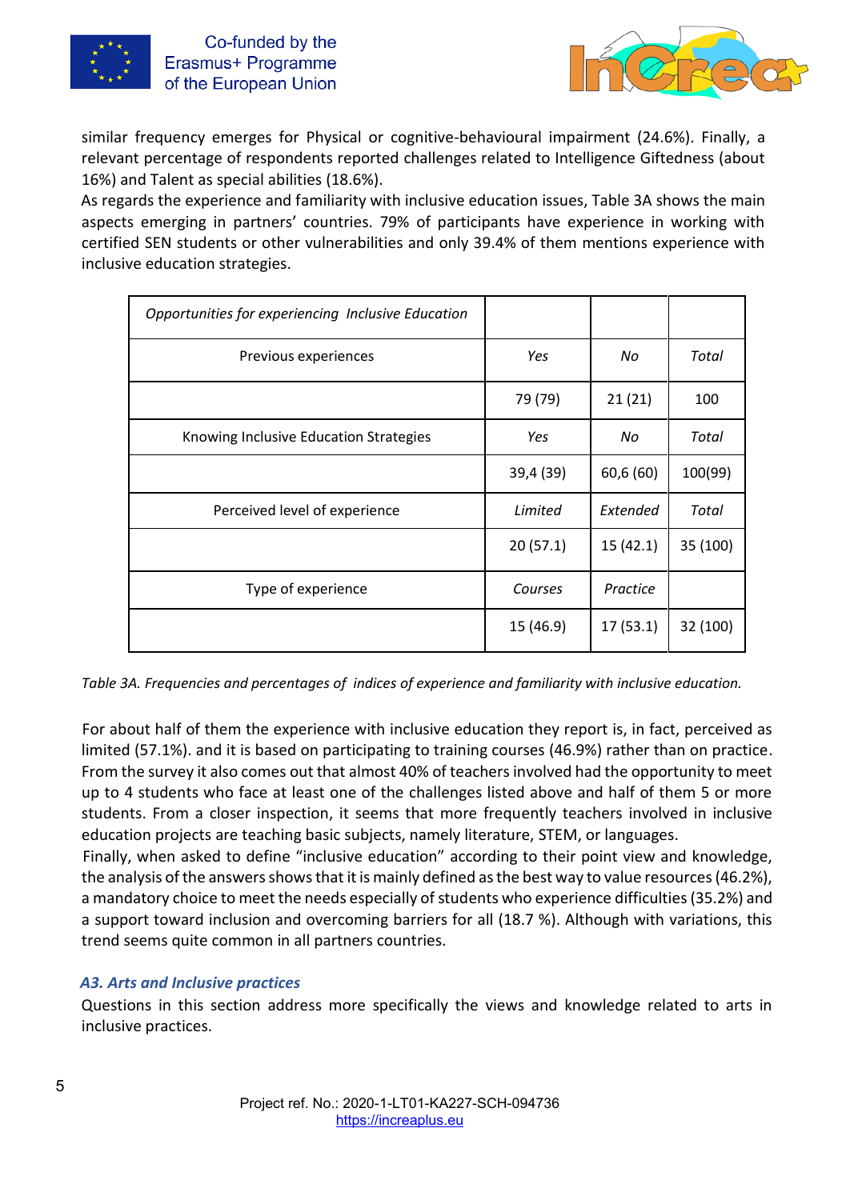similar frequency emerges for Physical or cognitive-behavioural impairment (24.6%). Finally, a relevant percentage of respondents reported challenges related to Intelligence Giftedness (about 16%) and Talent as special abilities (18.6%).

As regards the experience and familiarity with inclusive education issues, Table 3A shows the main aspects emerging in partners' countries. 79% of participants have experience in working with certified SEN students or other vulnerabilities and only 39.4% of them mentions experience with inclusive education strategies.

| *Opportunities for experiencing Inclusive Education* | | | |
|---|---|---|---|
| Previous experiences | *Yes* | *No* | *Total* |
| | 79 (79) | 21 (21) | 100 |
| Knowing Inclusive Education Strategies | *Yes* | *No* | *Total* |
| | 39,4 (39) | 60,6 (60) | 100(99) |
| Perceived level of experience | *Limited* | *Extended* | *Total* |
| | 20 (57.1) | 15 (42.1) | 35 (100) |
| Type of experience | *Courses* | *Practice* | |
| | 15 (46.9) | 17 (53.1) | 32 (100) |

*Table 3A. Frequencies and percentages of indices of experience and familiarity with inclusive education.*

For about half of them the experience with inclusive education they report is, in fact, perceived as limited (57.1%). and it is based on participating to training courses (46.9%) rather than on practice. From the survey it also comes out that almost 40% of teachers involved had the opportunity to meet up to 4 students who face at least one of the challenges listed above and half of them 5 or more students. From a closer inspection, it seems that more frequently teachers involved in inclusive education projects are teaching basic subjects, namely literature, STEM, or languages.

Finally, when asked to define "inclusive education" according to their point view and knowledge, the analysis of the answers shows that it is mainly defined as the best way to value resources (46.2%), a mandatory choice to meet the needs especially of students who experience difficulties (35.2%) and a support toward inclusion and overcoming barriers for all (18.7 %). Although with variations, this trend seems quite common in all partners countries.

### *A3. Arts and Inclusive practices*

Questions in this section address more specifically the views and knowledge related to arts in inclusive practices.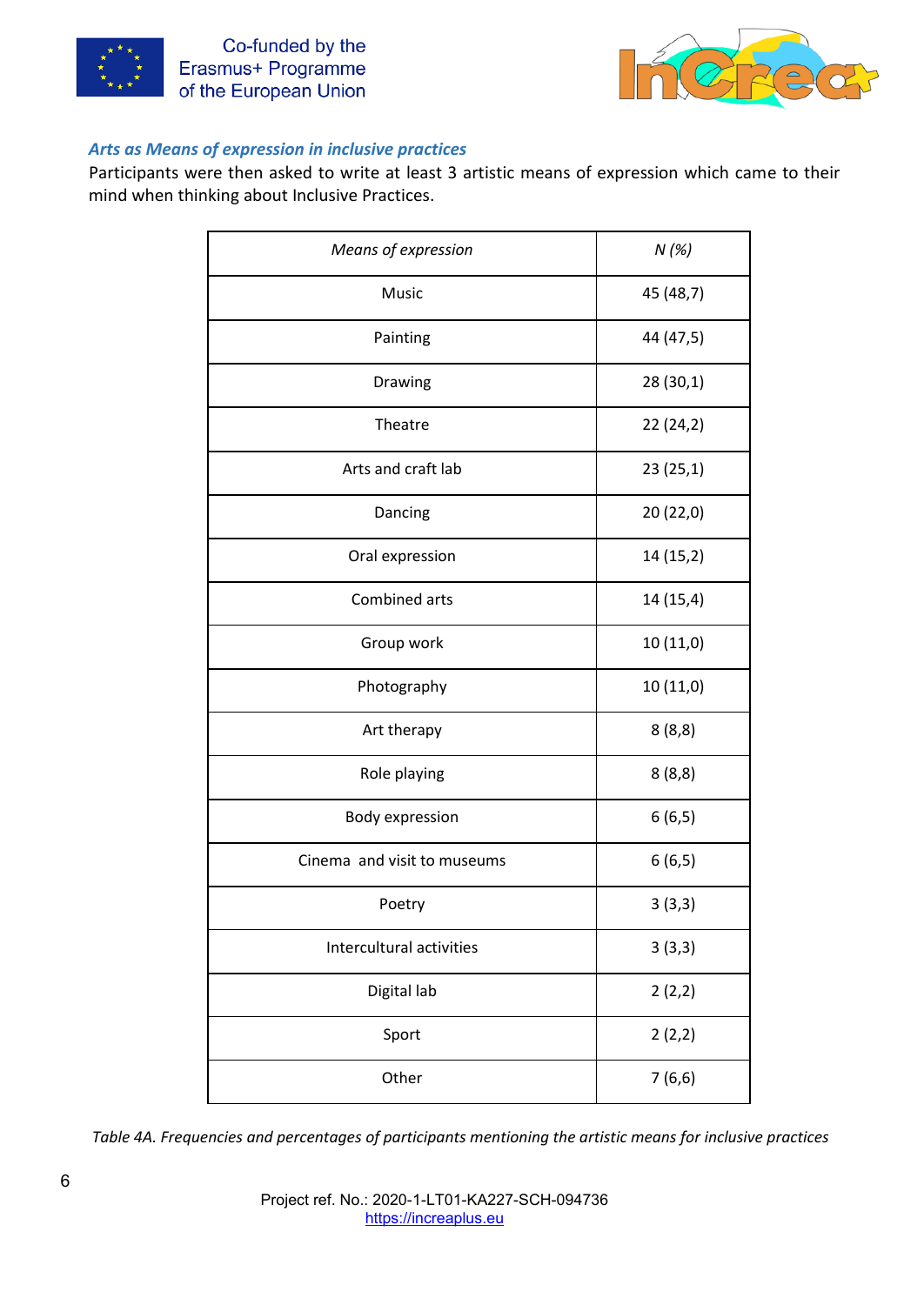### *Arts as Means of expression in inclusive practices*

Participants were then asked to write at least 3 artistic means of expression which came to their mind when thinking about Inclusive Practices.

| *Means of expression* | *N (%)* |
|---|---|
| Music | 45 (48,7) |
| Painting | 44 (47,5) |
| Drawing | 28 (30,1) |
| Theatre | 22 (24,2) |
| Arts and craft lab | 23 (25,1) |
| Dancing | 20 (22,0) |
| Oral expression | 14 (15,2) |
| Combined arts | 14 (15,4) |
| Group work | 10 (11,0) |
| Photography | 10 (11,0) |
| Art therapy | 8 (8,8) |
| Role playing | 8 (8,8) |
| Body expression | 6 (6,5) |
| Cinema and visit to museums | 6 (6,5) |
| Poetry | 3 (3,3) |
| Intercultural activities | 3 (3,3) |
| Digital lab | 2 (2,2) |
| Sport | 2 (2,2) |
| Other | 7 (6,6) |

*Table 4A. Frequencies and percentages of participants mentioning the artistic means for inclusive practices*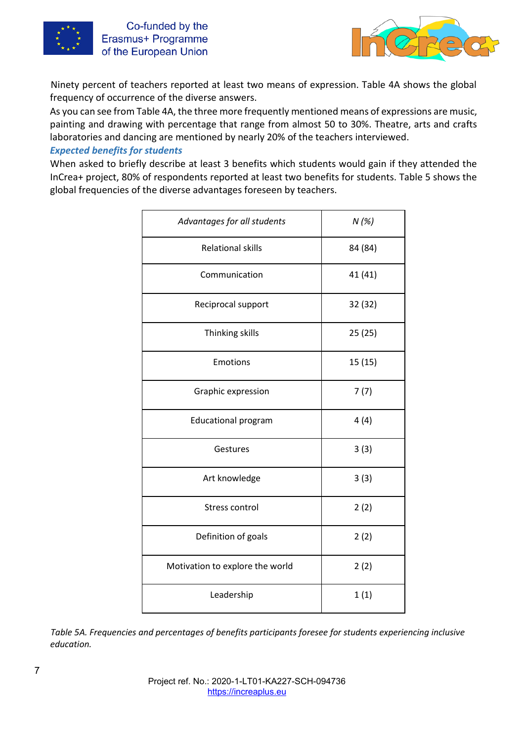Ninety percent of teachers reported at least two means of expression. Table 4A shows the global frequency of occurrence of the diverse answers.

As you can see from Table 4A, the three more frequently mentioned means of expressions are music, painting and drawing with percentage that range from almost 50 to 30%. Theatre, arts and crafts laboratories and dancing are mentioned by nearly 20% of the teachers interviewed.

### *Expected benefits for students*

When asked to briefly describe at least 3 benefits which students would gain if they attended the InCrea+ project, 80% of respondents reported at least two benefits for students. Table 5 shows the global frequencies of the diverse advantages foreseen by teachers.

| *Advantages for all students* | *N (%)* |
|---|---|
| Relational skills | 84 (84) |
| Communication | 41 (41) |
| Reciprocal support | 32 (32) |
| Thinking skills | 25 (25) |
| Emotions | 15 (15) |
| Graphic expression | 7 (7) |
| Educational program | 4 (4) |
| Gestures | 3 (3) |
| Art knowledge | 3 (3) |
| Stress control | 2 (2) |
| Definition of goals | 2 (2) |
| Motivation to explore the world | 2 (2) |
| Leadership | 1 (1) |

*Table 5A. Frequencies and percentages of benefits participants foresee for students experiencing inclusive education.*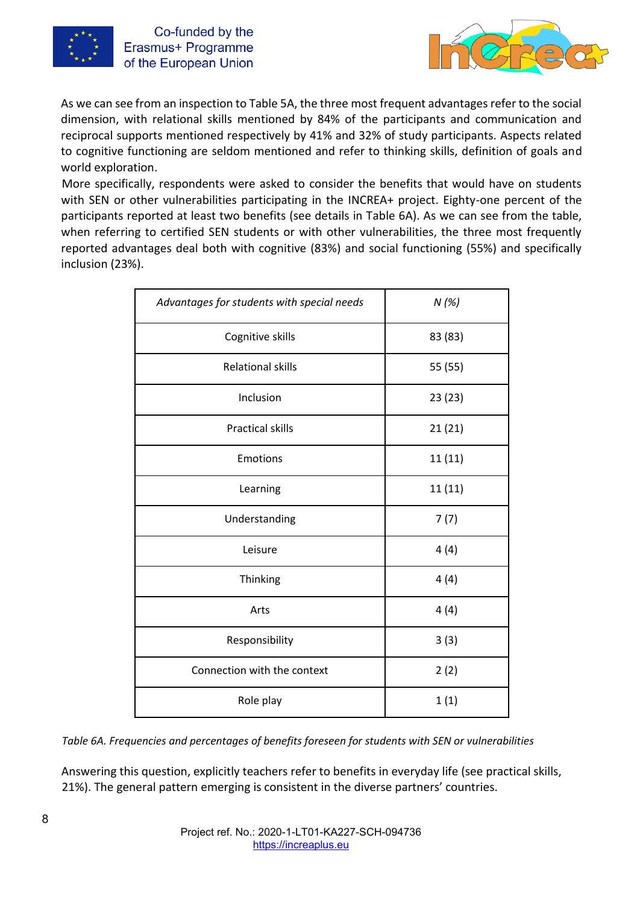As we can see from an inspection to Table 5A, the three most frequent advantages refer to the social dimension, with relational skills mentioned by 84% of the participants and communication and reciprocal supports mentioned respectively by 41% and 32% of study participants. Aspects related to cognitive functioning are seldom mentioned and refer to thinking skills, definition of goals and world exploration.

More specifically, respondents were asked to consider the benefits that would have on students with SEN or other vulnerabilities participating in the INCREA+ project. Eighty-one percent of the participants reported at least two benefits (see details in Table 6A). As we can see from the table, when referring to certified SEN students or with other vulnerabilities, the three most frequently reported advantages deal both with cognitive (83%) and social functioning (55%) and specifically inclusion (23%).

| *Advantages for students with special needs* | *N (%)* |
|---|---|
| Cognitive skills | 83 (83) |
| Relational skills | 55 (55) |
| Inclusion | 23 (23) |
| Practical skills | 21 (21) |
| Emotions | 11 (11) |
| Learning | 11 (11) |
| Understanding | 7 (7) |
| Leisure | 4 (4) |
| Thinking | 4 (4) |
| Arts | 4 (4) |
| Responsibility | 3 (3) |
| Connection with the context | 2 (2) |
| Role play | 1 (1) |

*Table 6A. Frequencies and percentages of benefits foreseen for students with SEN or vulnerabilities*

Answering this question, explicitly teachers refer to benefits in everyday life (see practical skills, 21%). The general pattern emerging is consistent in the diverse partners' countries.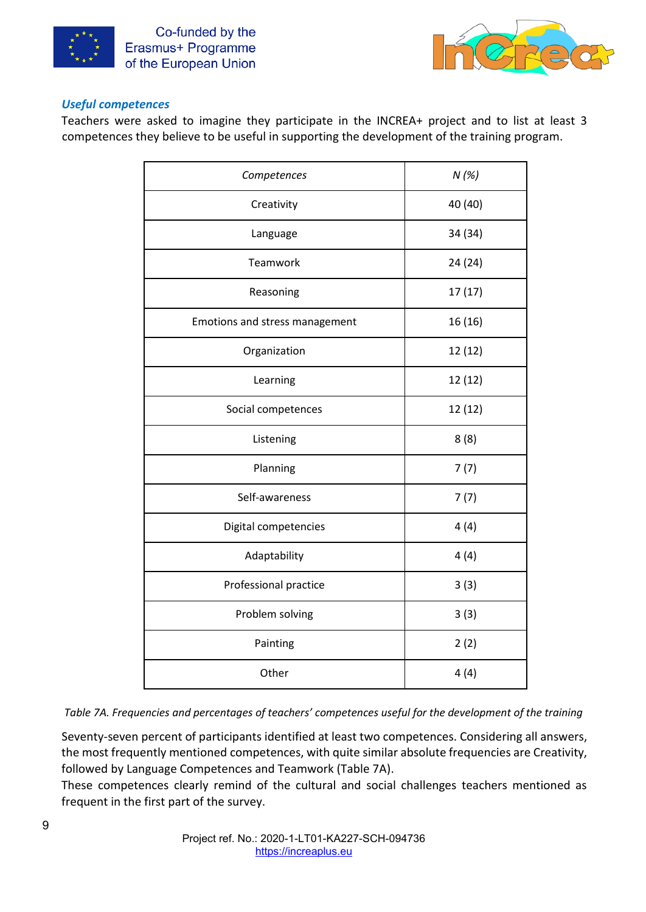### *Useful competences*

Teachers were asked to imagine they participate in the INCREA+ project and to list at least 3 competences they believe to be useful in supporting the development of the training program.

| *Competences* | *N (%)* |
|---|---|
| Creativity | 40 (40) |
| Language | 34 (34) |
| Teamwork | 24 (24) |
| Reasoning | 17 (17) |
| Emotions and stress management | 16 (16) |
| Organization | 12 (12) |
| Learning | 12 (12) |
| Social competences | 12 (12) |
| Listening | 8 (8) |
| Planning | 7 (7) |
| Self-awareness | 7 (7) |
| Digital competencies | 4 (4) |
| Adaptability | 4 (4) |
| Professional practice | 3 (3) |
| Problem solving | 3 (3) |
| Painting | 2 (2) |
| Other | 4 (4) |

*Table 7A. Frequencies and percentages of teachers' competences useful for the development of the training*

Seventy-seven percent of participants identified at least two competences. Considering all answers, the most frequently mentioned competences, with quite similar absolute frequencies are Creativity, followed by Language Competences and Teamwork (Table 7A).

These competences clearly remind of the cultural and social challenges teachers mentioned as frequent in the first part of the survey.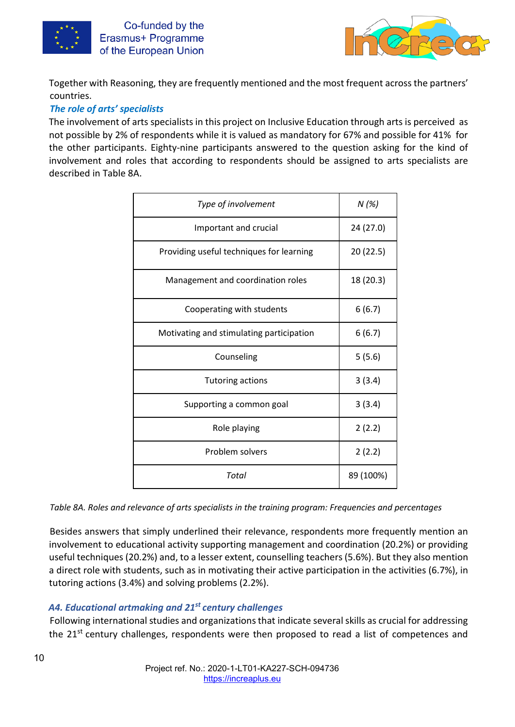Together with Reasoning, they are frequently mentioned and the most frequent across the partners' countries.

***The role of arts' specialists***

The involvement of arts specialists in this project on Inclusive Education through arts is perceived as not possible by 2% of respondents while it is valued as mandatory for 67% and possible for 41% for the other participants. Eighty-nine participants answered to the question asking for the kind of involvement and roles that according to respondents should be assigned to arts specialists are described in Table 8A.

| *Type of involvement* | *N (%)* |
|---|---|
| Important and crucial | 24 (27.0) |
| Providing useful techniques for learning | 20 (22.5) |
| Management and coordination roles | 18 (20.3) |
| Cooperating with students | 6 (6.7) |
| Motivating and stimulating participation | 6 (6.7) |
| Counseling | 5 (5.6) |
| Tutoring actions | 3 (3.4) |
| Supporting a common goal | 3 (3.4) |
| Role playing | 2 (2.2) |
| Problem solvers | 2 (2.2) |
| *Total* | 89 (100%) |

*Table 8A. Roles and relevance of arts specialists in the training program: Frequencies and percentages*

Besides answers that simply underlined their relevance, respondents more frequently mention an involvement to educational activity supporting management and coordination (20.2%) or providing useful techniques (20.2%) and, to a lesser extent, counselling teachers (5.6%). But they also mention a direct role with students, such as in motivating their active participation in the activities (6.7%), in tutoring actions (3.4%) and solving problems (2.2%).

### *A4. Educational artmaking and 21st century challenges*

Following international studies and organizations that indicate several skills as crucial for addressing the 21st century challenges, respondents were then proposed to read a list of competences and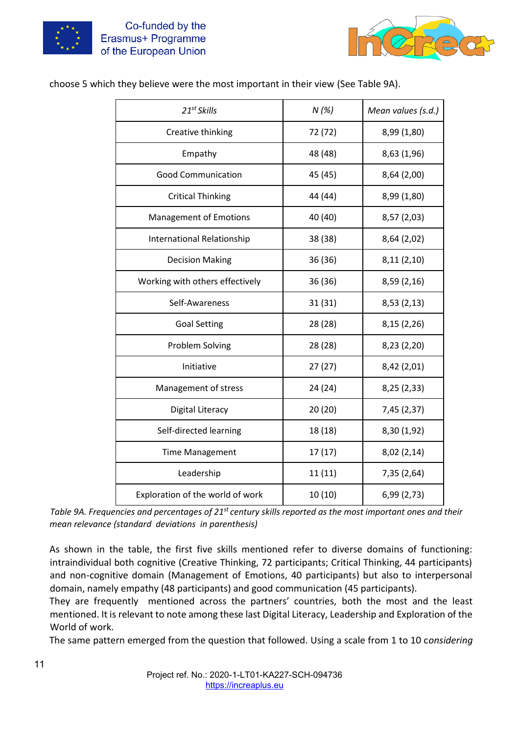choose 5 which they believe were the most important in their view (See Table 9A).

| *21st Skills* | *N (%)* | *Mean values (s.d.)* |
|---|---|---|
| Creative thinking | 72 (72) | 8,99 (1,80) |
| Empathy | 48 (48) | 8,63 (1,96) |
| Good Communication | 45 (45) | 8,64 (2,00) |
| Critical Thinking | 44 (44) | 8,99 (1,80) |
| Management of Emotions | 40 (40) | 8,57 (2,03) |
| International Relationship | 38 (38) | 8,64 (2,02) |
| Decision Making | 36 (36) | 8,11 (2,10) |
| Working with others effectively | 36 (36) | 8,59 (2,16) |
| Self-Awareness | 31 (31) | 8,53 (2,13) |
| Goal Setting | 28 (28) | 8,15 (2,26) |
| Problem Solving | 28 (28) | 8,23 (2,20) |
| Initiative | 27 (27) | 8,42 (2,01) |
| Management of stress | 24 (24) | 8,25 (2,33) |
| Digital Literacy | 20 (20) | 7,45 (2,37) |
| Self-directed learning | 18 (18) | 8,30 (1,92) |
| Time Management | 17 (17) | 8,02 (2,14) |
| Leadership | 11 (11) | 7,35 (2,64) |
| Exploration of the world of work | 10 (10) | 6,99 (2,73) |

*Table 9A. Frequencies and percentages of 21st century skills reported as the most important ones and their mean relevance (standard deviations in parenthesis)*

As shown in the table, the first five skills mentioned refer to diverse domains of functioning: intraindividual both cognitive (Creative Thinking, 72 participants; Critical Thinking, 44 participants) and non-cognitive domain (Management of Emotions, 40 participants) but also to interpersonal domain, namely empathy (48 participants) and good communication (45 participants).

They are frequently mentioned across the partners' countries, both the most and the least mentioned. It is relevant to note among these last Digital Literacy, Leadership and Exploration of the World of work.

The same pattern emerged from the question that followed. Using a scale from 1 to 10 c*onsidering*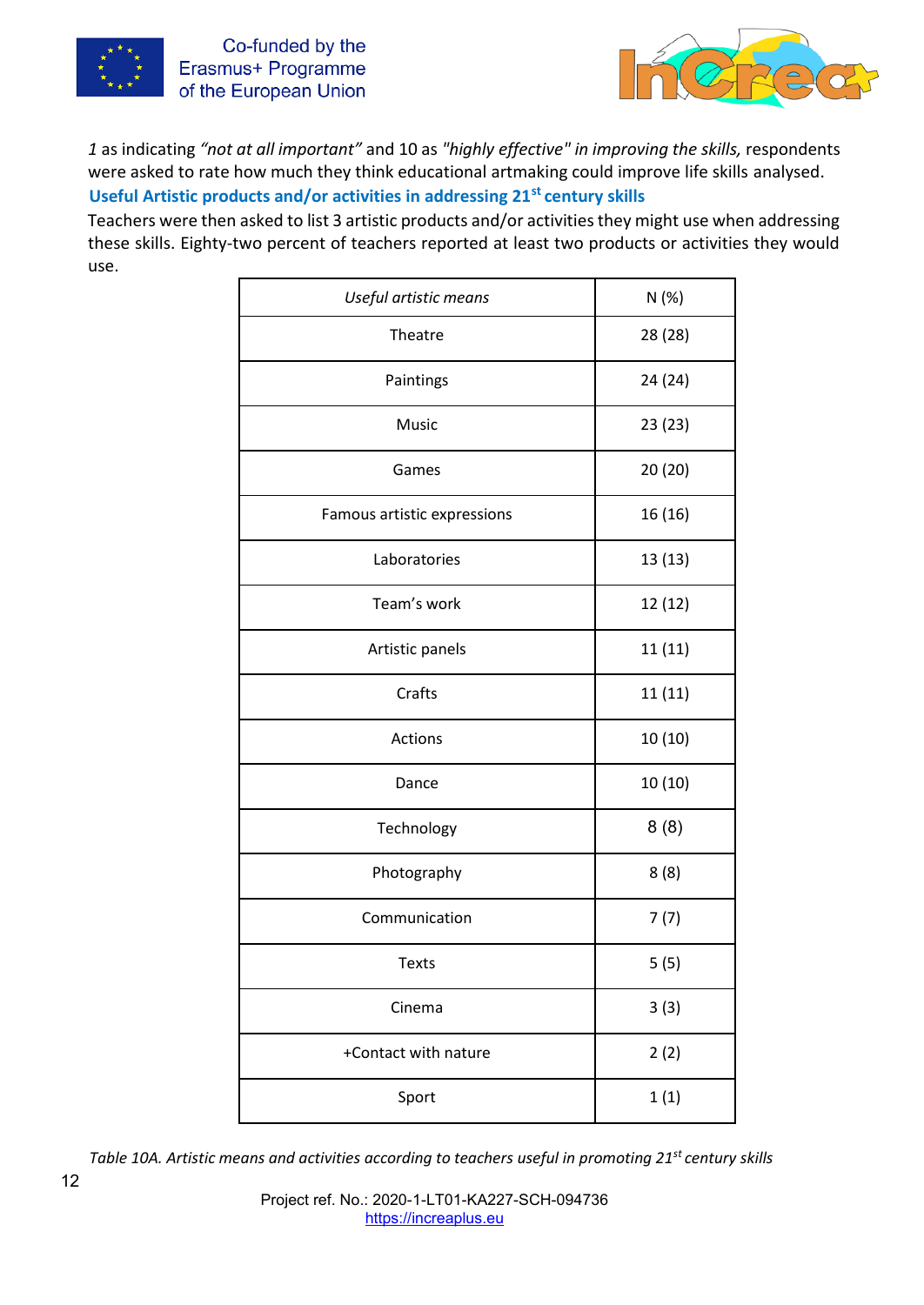*1* as indicating *"not at all important"* and 10 as *"highly effective" in improving the skills,* respondents were asked to rate how much they think educational artmaking could improve life skills analysed.

### Useful Artistic products and/or activities in addressing 21st century skills

Teachers were then asked to list 3 artistic products and/or activities they might use when addressing these skills. Eighty-two percent of teachers reported at least two products or activities they would use.

| *Useful artistic means* | N (%) |
|---|---|
| Theatre | 28 (28) |
| Paintings | 24 (24) |
| Music | 23 (23) |
| Games | 20 (20) |
| Famous artistic expressions | 16 (16) |
| Laboratories | 13 (13) |
| Team's work | 12 (12) |
| Artistic panels | 11 (11) |
| Crafts | 11 (11) |
| Actions | 10 (10) |
| Dance | 10 (10) |
| Technology | 8 (8) |
| Photography | 8 (8) |
| Communication | 7 (7) |
| Texts | 5 (5) |
| Cinema | 3 (3) |
| +Contact with nature | 2 (2) |
| Sport | 1 (1) |

*Table 10A. Artistic means and activities according to teachers useful in promoting 21st century skills*

Project ref. No.: 2020-1-LT01-KA227-SCH-094736
https://increaplus.eu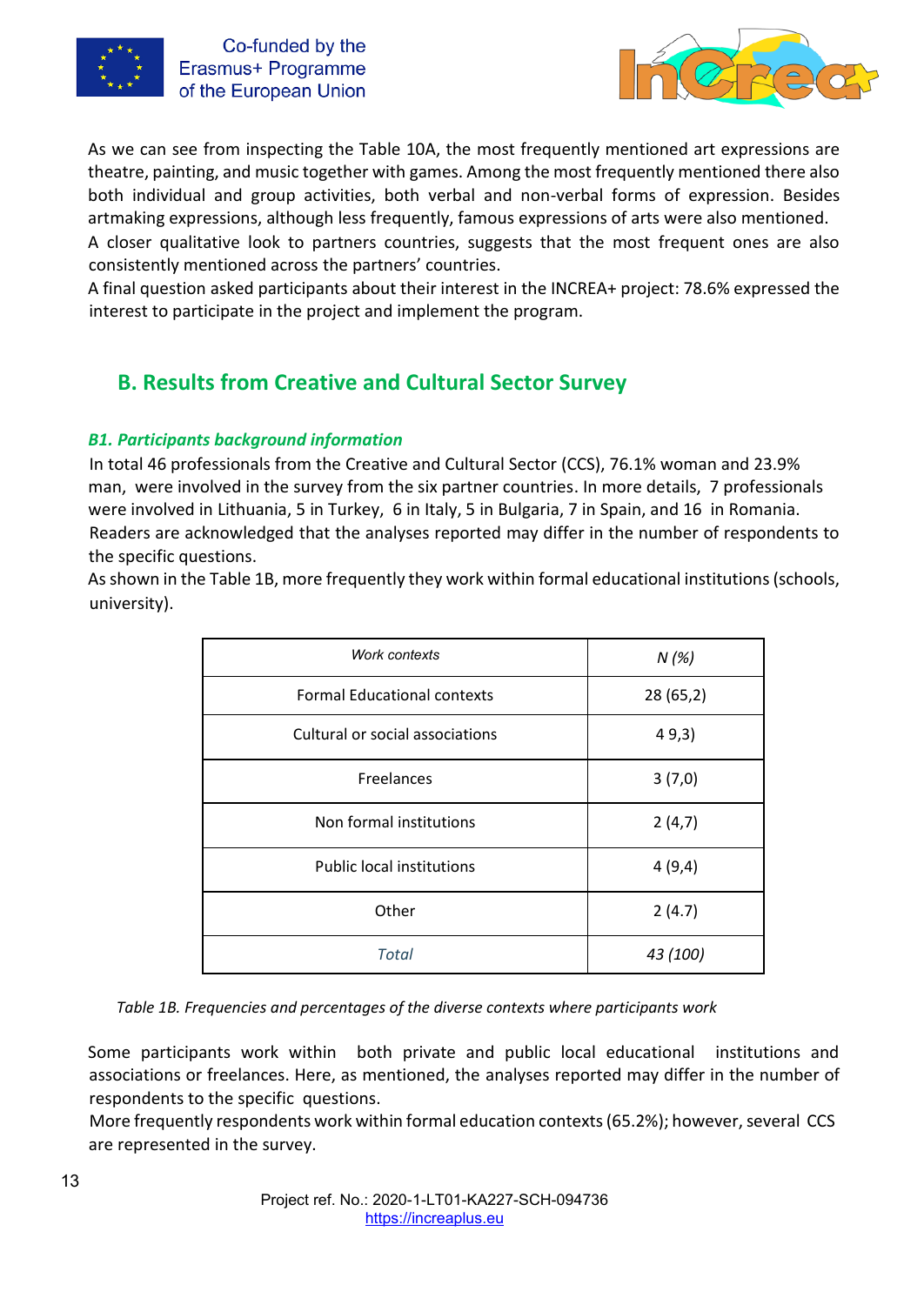As we can see from inspecting the Table 10A, the most frequently mentioned art expressions are theatre, painting, and music together with games. Among the most frequently mentioned there also both individual and group activities, both verbal and non-verbal forms of expression. Besides artmaking expressions, although less frequently, famous expressions of arts were also mentioned.

A closer qualitative look to partners countries, suggests that the most frequent ones are also consistently mentioned across the partners' countries.

A final question asked participants about their interest in the INCREA+ project: 78.6% expressed the interest to participate in the project and implement the program.

## B. Results from Creative and Cultural Sector Survey

### *B1. Participants background information*

In total 46 professionals from the Creative and Cultural Sector (CCS), 76.1% woman and 23.9% man, were involved in the survey from the six partner countries. In more details, 7 professionals were involved in Lithuania, 5 in Turkey, 6 in Italy, 5 in Bulgaria, 7 in Spain, and 16 in Romania.

Readers are acknowledged that the analyses reported may differ in the number of respondents to the specific questions.

As shown in the Table 1B, more frequently they work within formal educational institutions (schools, university).

| *Work contexts* | *N (%)* |
|---|---|
| Formal Educational contexts | 28 (65,2) |
| Cultural or social associations | 4 9,3) |
| Freelances | 3 (7,0) |
| Non formal institutions | 2 (4,7) |
| Public local institutions | 4 (9,4) |
| Other | 2 (4.7) |
| *Total* | *43 (100)* |

*Table 1B. Frequencies and percentages of the diverse contexts where participants work*

Some participants work within both private and public local educational institutions and associations or freelances. Here, as mentioned, the analyses reported may differ in the number of respondents to the specific questions.

More frequently respondents work within formal education contexts (65.2%); however, several CCS are represented in the survey.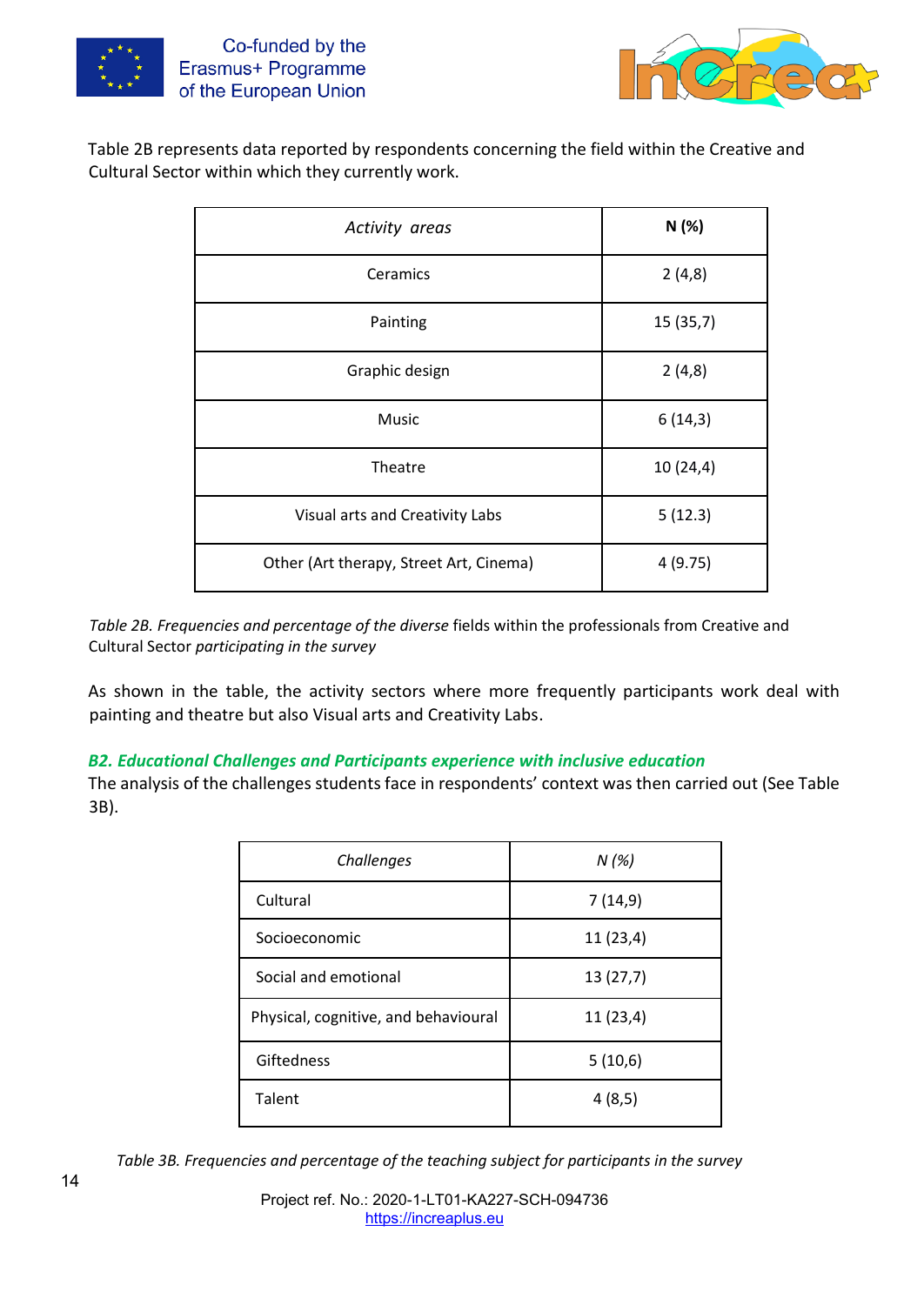Table 2B represents data reported by respondents concerning the field within the Creative and Cultural Sector within which they currently work.

| *Activity areas* | **N (%)** |
|---|---|
| Ceramics | 2 (4,8) |
| Painting | 15 (35,7) |
| Graphic design | 2 (4,8) |
| Music | 6 (14,3) |
| Theatre | 10 (24,4) |
| Visual arts and Creativity Labs | 5 (12.3) |
| Other (Art therapy, Street Art, Cinema) | 4 (9.75) |

*Table 2B. Frequencies and percentage of the diverse* fields within the professionals from Creative and Cultural Sector *participating in the survey*

As shown in the table, the activity sectors where more frequently participants work deal with painting and theatre but also Visual arts and Creativity Labs.

### *B2. Educational Challenges and Participants experience with inclusive education*

The analysis of the challenges students face in respondents' context was then carried out (See Table 3B).

| *Challenges* | *N (%)* |
|---|---|
| Cultural | 7 (14,9) |
| Socioeconomic | 11 (23,4) |
| Social and emotional | 13 (27,7) |
| Physical, cognitive, and behavioural | 11 (23,4) |
| Giftedness | 5 (10,6) |
| Talent | 4 (8,5) |

*Table 3B. Frequencies and percentage of the teaching subject for participants in the survey*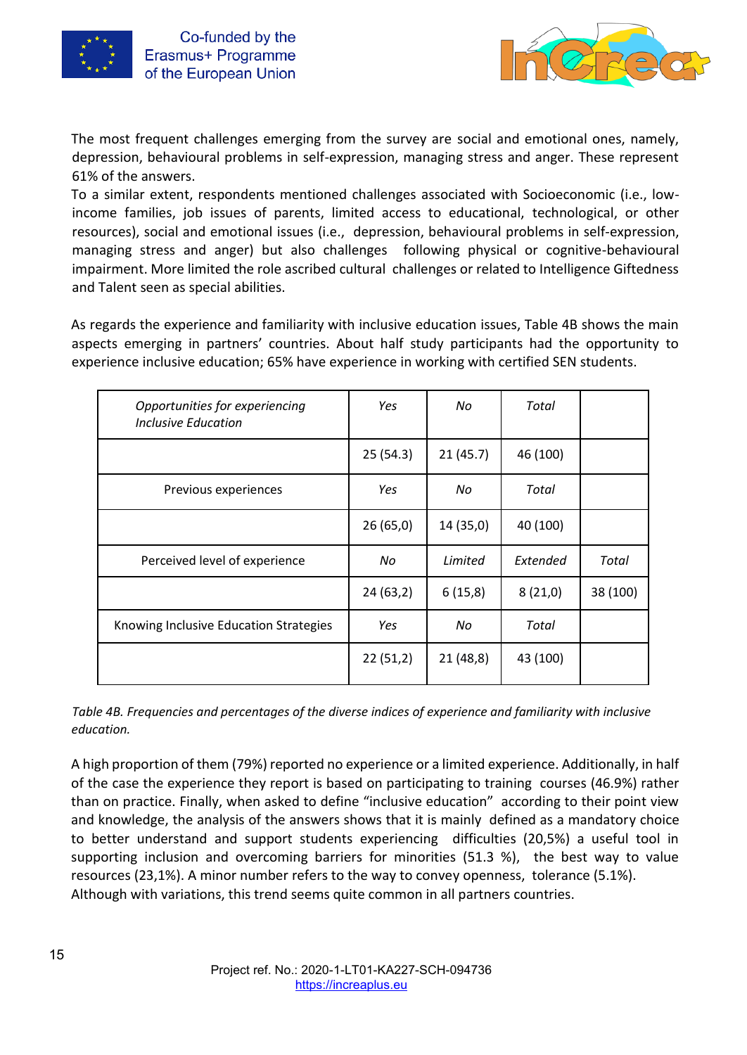The most frequent challenges emerging from the survey are social and emotional ones, namely, depression, behavioural problems in self-expression, managing stress and anger. These represent 61% of the answers.
To a similar extent, respondents mentioned challenges associated with Socioeconomic (i.e., low-income families, job issues of parents, limited access to educational, technological, or other resources), social and emotional issues (i.e., depression, behavioural problems in self-expression, managing stress and anger) but also challenges following physical or cognitive-behavioural impairment. More limited the role ascribed cultural challenges or related to Intelligence Giftedness and Talent seen as special abilities.

As regards the experience and familiarity with inclusive education issues, Table 4B shows the main aspects emerging in partners' countries. About half study participants had the opportunity to experience inclusive education; 65% have experience in working with certified SEN students.

| *Opportunities for experiencing Inclusive Education* | *Yes* | *No* | *Total* | |
|---|---|---|---|---|
| | 25 (54.3) | 21 (45.7) | 46 (100) | |
| Previous experiences | *Yes* | *No* | *Total* | |
| | 26 (65,0) | 14 (35,0) | 40 (100) | |
| Perceived level of experience | *No* | *Limited* | *Extended* | *Total* |
| | 24 (63,2) | 6 (15,8) | 8 (21,0) | 38 (100) |
| Knowing Inclusive Education Strategies | *Yes* | *No* | *Total* | |
| | 22 (51,2) | 21 (48,8) | 43 (100) | |

*Table 4B. Frequencies and percentages of the diverse indices of experience and familiarity with inclusive education.*

A high proportion of them (79%) reported no experience or a limited experience. Additionally, in half of the case the experience they report is based on participating to training courses (46.9%) rather than on practice. Finally, when asked to define "inclusive education" according to their point view and knowledge, the analysis of the answers shows that it is mainly defined as a mandatory choice to better understand and support students experiencing difficulties (20,5%) a useful tool in supporting inclusion and overcoming barriers for minorities (51.3 %), the best way to value resources (23,1%). A minor number refers to the way to convey openness, tolerance (5.1%).
Although with variations, this trend seems quite common in all partners countries.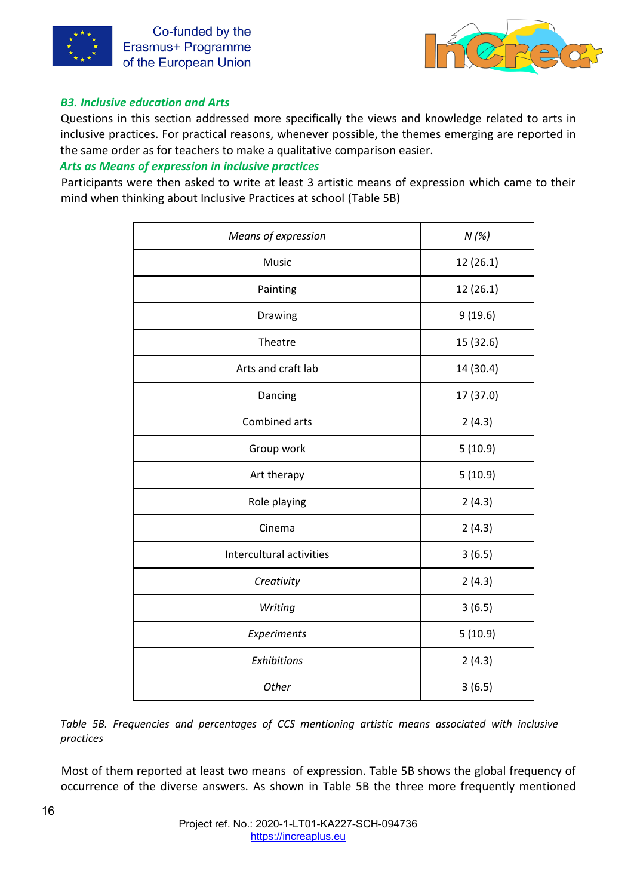### *B3. Inclusive education and Arts*

Questions in this section addressed more specifically the views and knowledge related to arts in inclusive practices. For practical reasons, whenever possible, the themes emerging are reported in the same order as for teachers to make a qualitative comparison easier.

#### *Arts as Means of expression in inclusive practices*

Participants were then asked to write at least 3 artistic means of expression which came to their mind when thinking about Inclusive Practices at school (Table 5B)

| *Means of expression* | *N (%)* |
|---|---|
| Music | 12 (26.1) |
| Painting | 12 (26.1) |
| Drawing | 9 (19.6) |
| Theatre | 15 (32.6) |
| Arts and craft lab | 14 (30.4) |
| Dancing | 17 (37.0) |
| Combined arts | 2 (4.3) |
| Group work | 5 (10.9) |
| Art therapy | 5 (10.9) |
| Role playing | 2 (4.3) |
| Cinema | 2 (4.3) |
| Intercultural activities | 3 (6.5) |
| *Creativity* | 2 (4.3) |
| *Writing* | 3 (6.5) |
| *Experiments* | 5 (10.9) |
| *Exhibitions* | 2 (4.3) |
| *Other* | 3 (6.5) |

*Table 5B. Frequencies and percentages of CCS mentioning artistic means associated with inclusive practices*

Most of them reported at least two means of expression. Table 5B shows the global frequency of occurrence of the diverse answers. As shown in Table 5B the three more frequently mentioned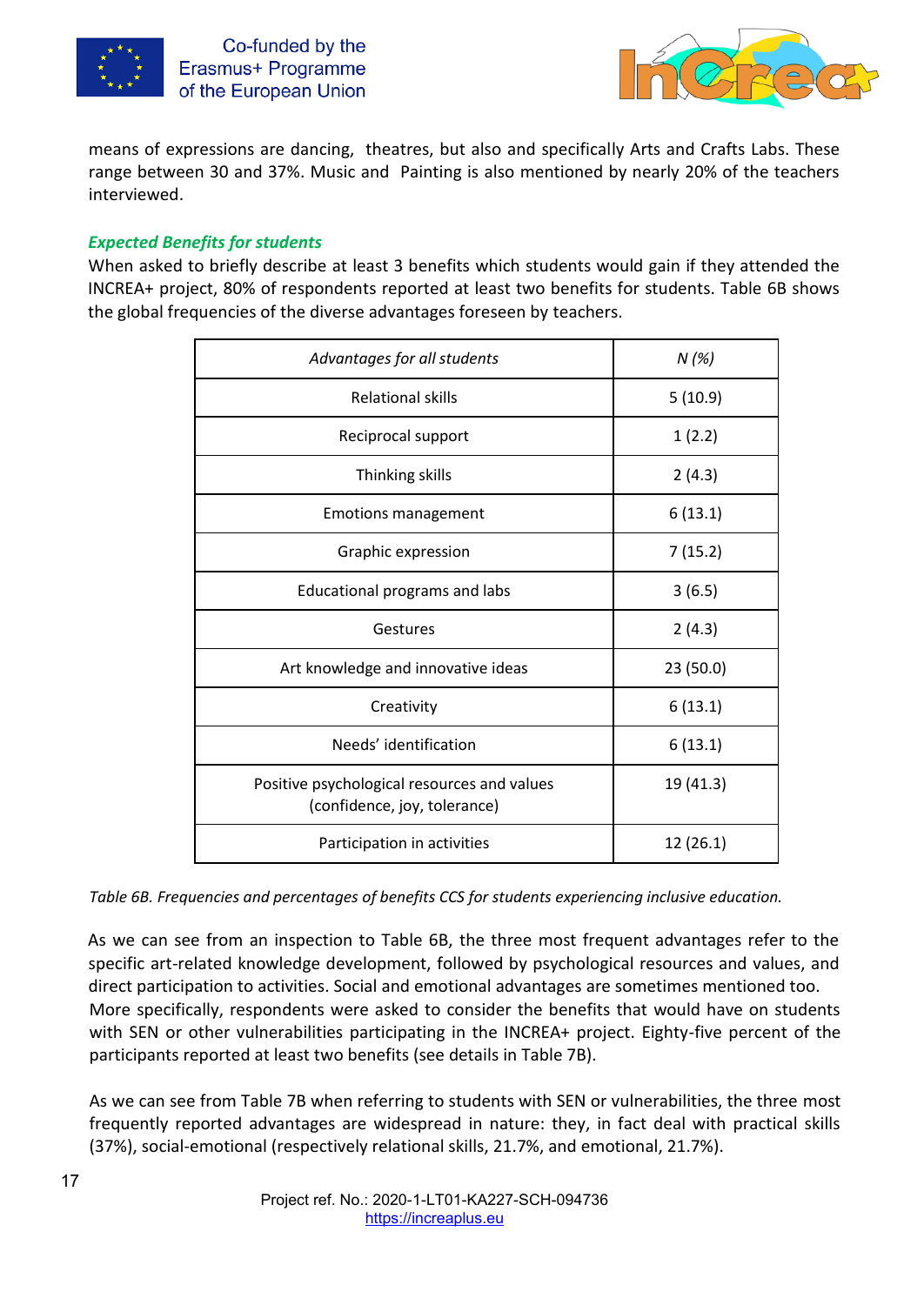means of expressions are dancing, theatres, but also and specifically Arts and Crafts Labs. These range between 30 and 37%. Music and Painting is also mentioned by nearly 20% of the teachers interviewed.

### *Expected Benefits for students*

When asked to briefly describe at least 3 benefits which students would gain if they attended the INCREA+ project, 80% of respondents reported at least two benefits for students. Table 6B shows the global frequencies of the diverse advantages foreseen by teachers.

| *Advantages for all students* | *N (%)* |
|---|---|
| Relational skills | 5 (10.9) |
| Reciprocal support | 1 (2.2) |
| Thinking skills | 2 (4.3) |
| Emotions management | 6 (13.1) |
| Graphic expression | 7 (15.2) |
| Educational programs and labs | 3 (6.5) |
| Gestures | 2 (4.3) |
| Art knowledge and innovative ideas | 23 (50.0) |
| Creativity | 6 (13.1) |
| Needs' identification | 6 (13.1) |
| Positive psychological resources and values (confidence, joy, tolerance) | 19 (41.3) |
| Participation in activities | 12 (26.1) |

*Table 6B. Frequencies and percentages of benefits CCS for students experiencing inclusive education.*

As we can see from an inspection to Table 6B, the three most frequent advantages refer to the specific art-related knowledge development, followed by psychological resources and values, and direct participation to activities. Social and emotional advantages are sometimes mentioned too.
More specifically, respondents were asked to consider the benefits that would have on students with SEN or other vulnerabilities participating in the INCREA+ project. Eighty-five percent of the participants reported at least two benefits (see details in Table 7B).

As we can see from Table 7B when referring to students with SEN or vulnerabilities, the three most frequently reported advantages are widespread in nature: they, in fact deal with practical skills (37%), social-emotional (respectively relational skills, 21.7%, and emotional, 21.7%).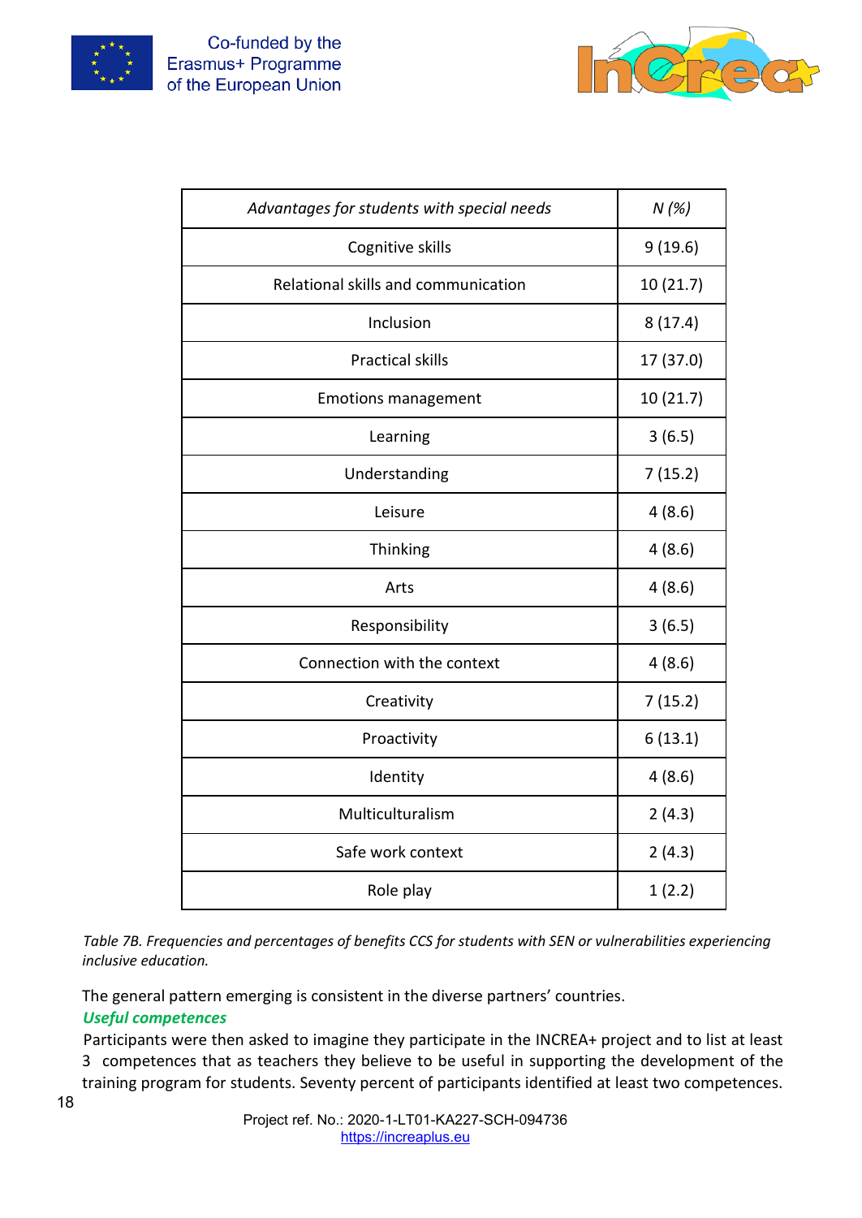| *Advantages for students with special needs* | *N (%)* |
|---|---|
| Cognitive skills | 9 (19.6) |
| Relational skills and communication | 10 (21.7) |
| Inclusion | 8 (17.4) |
| Practical skills | 17 (37.0) |
| Emotions management | 10 (21.7) |
| Learning | 3 (6.5) |
| Understanding | 7 (15.2) |
| Leisure | 4 (8.6) |
| Thinking | 4 (8.6) |
| Arts | 4 (8.6) |
| Responsibility | 3 (6.5) |
| Connection with the context | 4 (8.6) |
| Creativity | 7 (15.2) |
| Proactivity | 6 (13.1) |
| Identity | 4 (8.6) |
| Multiculturalism | 2 (4.3) |
| Safe work context | 2 (4.3) |
| Role play | 1 (2.2) |

*Table 7B. Frequencies and percentages of benefits CCS for students with SEN or vulnerabilities experiencing inclusive education.*

The general pattern emerging is consistent in the diverse partners' countries.

***Useful competences***

Participants were then asked to imagine they participate in the INCREA+ project and to list at least 3 competences that as teachers they believe to be useful in supporting the development of the training program for students. Seventy percent of participants identified at least two competences.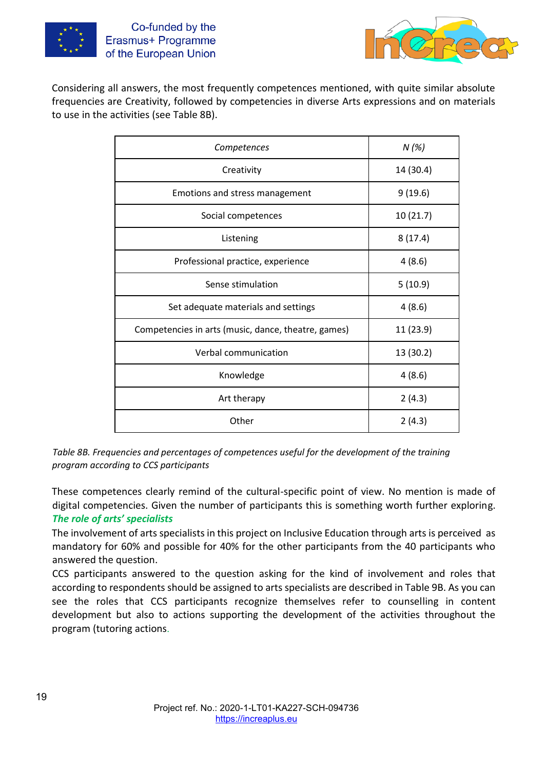Considering all answers, the most frequently competences mentioned, with quite similar absolute frequencies are Creativity, followed by competencies in diverse Arts expressions and on materials to use in the activities (see Table 8B).

| *Competences* | *N (%)* |
|---|---|
| Creativity | 14 (30.4) |
| Emotions and stress management | 9 (19.6) |
| Social competences | 10 (21.7) |
| Listening | 8 (17.4) |
| Professional practice, experience | 4 (8.6) |
| Sense stimulation | 5 (10.9) |
| Set adequate materials and settings | 4 (8.6) |
| Competencies in arts (music, dance, theatre, games) | 11 (23.9) |
| Verbal communication | 13 (30.2) |
| Knowledge | 4 (8.6) |
| Art therapy | 2 (4.3) |
| Other | 2 (4.3) |

*Table 8B. Frequencies and percentages of competences useful for the development of the training program according to CCS participants*

These competences clearly remind of the cultural-specific point of view. No mention is made of digital competencies. Given the number of participants this is something worth further exploring.

***The role of arts' specialists***

The involvement of arts specialists in this project on Inclusive Education through arts is perceived as mandatory for 60% and possible for 40% for the other participants from the 40 participants who answered the question.

CCS participants answered to the question asking for the kind of involvement and roles that according to respondents should be assigned to arts specialists are described in Table 9B. As you can see the roles that CCS participants recognize themselves refer to counselling in content development but also to actions supporting the development of the activities throughout the program (tutoring actions.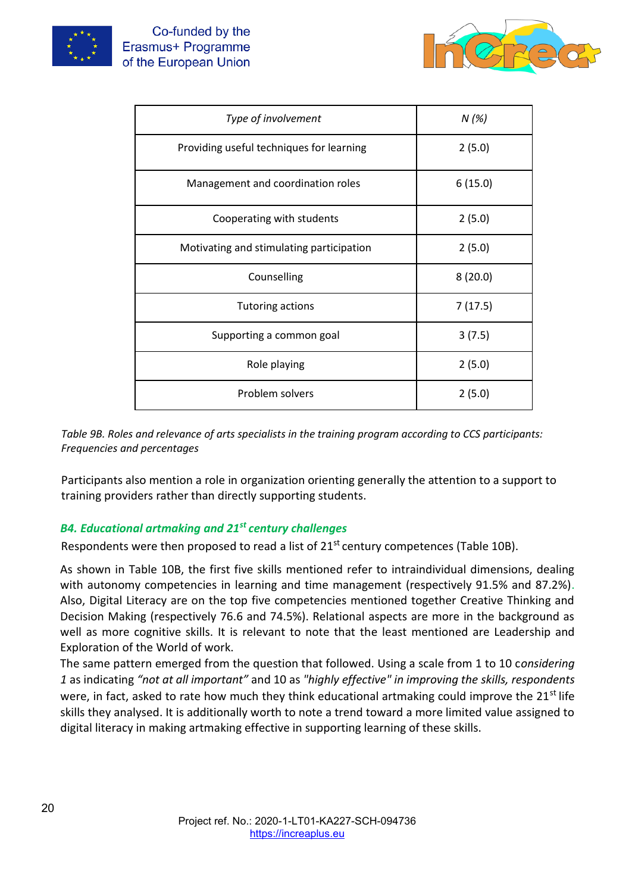| *Type of involvement* | *N (%)* |
|---|---|
| Providing useful techniques for learning | 2 (5.0) |
| Management and coordination roles | 6 (15.0) |
| Cooperating with students | 2 (5.0) |
| Motivating and stimulating participation | 2 (5.0) |
| Counselling | 8 (20.0) |
| Tutoring actions | 7 (17.5) |
| Supporting a common goal | 3 (7.5) |
| Role playing | 2 (5.0) |
| Problem solvers | 2 (5.0) |

*Table 9B. Roles and relevance of arts specialists in the training program according to CCS participants: Frequencies and percentages*

Participants also mention a role in organization orienting generally the attention to a support to training providers rather than directly supporting students.

### *B4. Educational artmaking and 21st century challenges*

Respondents were then proposed to read a list of 21st century competences (Table 10B).

As shown in Table 10B, the first five skills mentioned refer to intraindividual dimensions, dealing with autonomy competencies in learning and time management (respectively 91.5% and 87.2%). Also, Digital Literacy are on the top five competencies mentioned together Creative Thinking and Decision Making (respectively 76.6 and 74.5%). Relational aspects are more in the background as well as more cognitive skills. It is relevant to note that the least mentioned are Leadership and Exploration of the World of work.

The same pattern emerged from the question that followed. Using a scale from 1 to 10 c*onsidering 1* as indicating *"not at all important"* and 10 as *"highly effective" in improving the skills, respondents* were, in fact, asked to rate how much they think educational artmaking could improve the 21st life skills they analysed. It is additionally worth to note a trend toward a more limited value assigned to digital literacy in making artmaking effective in supporting learning of these skills.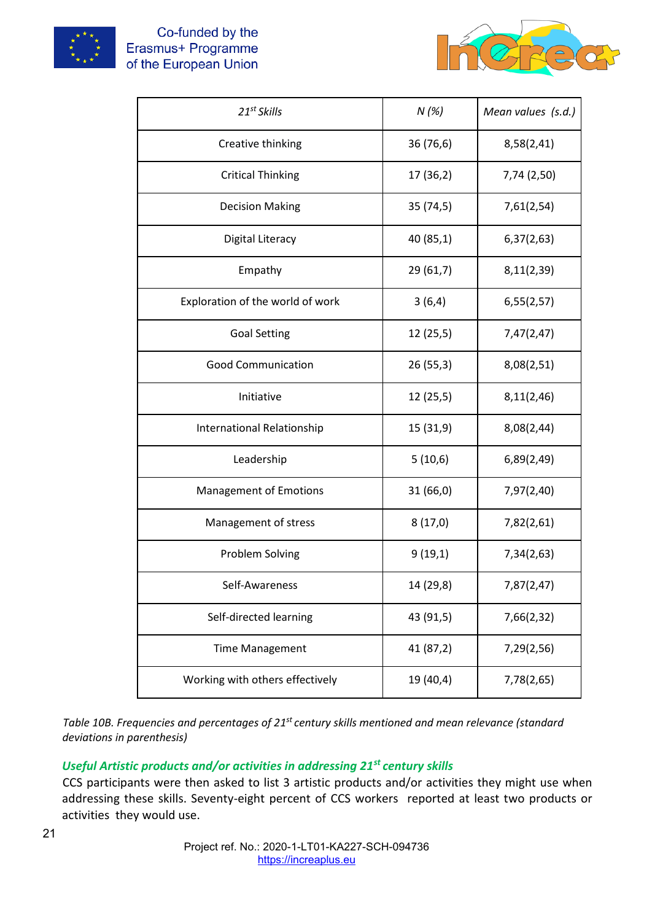| *21st Skills* | *N (%)* | *Mean values (s.d.)* |
|---|---|---|
| Creative thinking | 36 (76,6) | 8,58(2,41) |
| Critical Thinking | 17 (36,2) | 7,74 (2,50) |
| Decision Making | 35 (74,5) | 7,61(2,54) |
| Digital Literacy | 40 (85,1) | 6,37(2,63) |
| Empathy | 29 (61,7) | 8,11(2,39) |
| Exploration of the world of work | 3 (6,4) | 6,55(2,57) |
| Goal Setting | 12 (25,5) | 7,47(2,47) |
| Good Communication | 26 (55,3) | 8,08(2,51) |
| Initiative | 12 (25,5) | 8,11(2,46) |
| International Relationship | 15 (31,9) | 8,08(2,44) |
| Leadership | 5 (10,6) | 6,89(2,49) |
| Management of Emotions | 31 (66,0) | 7,97(2,40) |
| Management of stress | 8 (17,0) | 7,82(2,61) |
| Problem Solving | 9 (19,1) | 7,34(2,63) |
| Self-Awareness | 14 (29,8) | 7,87(2,47) |
| Self-directed learning | 43 (91,5) | 7,66(2,32) |
| Time Management | 41 (87,2) | 7,29(2,56) |
| Working with others effectively | 19 (40,4) | 7,78(2,65) |

*Table 10B. Frequencies and percentages of 21st century skills mentioned and mean relevance (standard deviations in parenthesis)*

### *Useful Artistic products and/or activities in addressing 21st century skills*

CCS participants were then asked to list 3 artistic products and/or activities they might use when addressing these skills. Seventy-eight percent of CCS workers reported at least two products or activities they would use.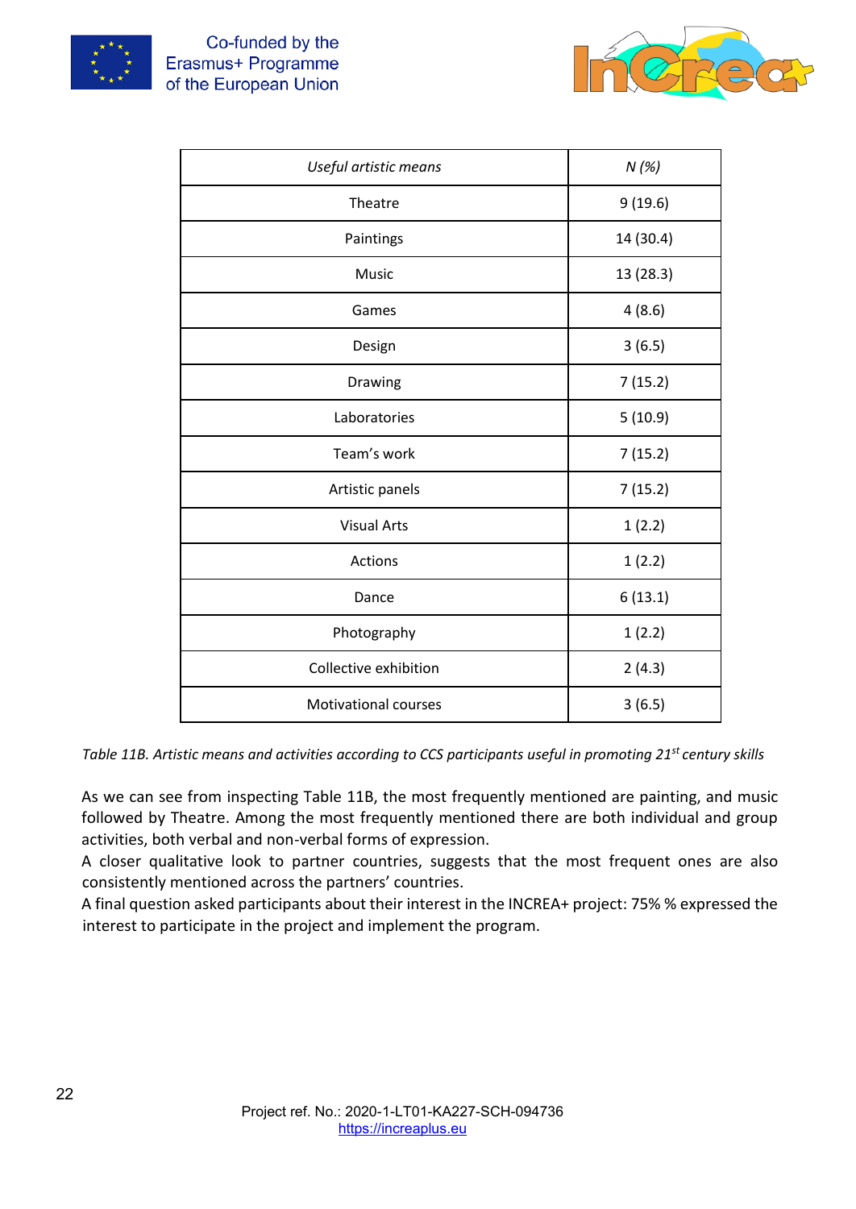| *Useful artistic means* | *N (%)* |
|---|---|
| Theatre | 9 (19.6) |
| Paintings | 14 (30.4) |
| Music | 13 (28.3) |
| Games | 4 (8.6) |
| Design | 3 (6.5) |
| Drawing | 7 (15.2) |
| Laboratories | 5 (10.9) |
| Team's work | 7 (15.2) |
| Artistic panels | 7 (15.2) |
| Visual Arts | 1 (2.2) |
| Actions | 1 (2.2) |
| Dance | 6 (13.1) |
| Photography | 1 (2.2) |
| Collective exhibition | 2 (4.3) |
| Motivational courses | 3 (6.5) |

*Table 11B. Artistic means and activities according to CCS participants useful in promoting 21st century skills*

As we can see from inspecting Table 11B, the most frequently mentioned are painting, and music followed by Theatre. Among the most frequently mentioned there are both individual and group activities, both verbal and non-verbal forms of expression.

A closer qualitative look to partner countries, suggests that the most frequent ones are also consistently mentioned across the partners' countries.

A final question asked participants about their interest in the INCREA+ project: 75% % expressed the interest to participate in the project and implement the program.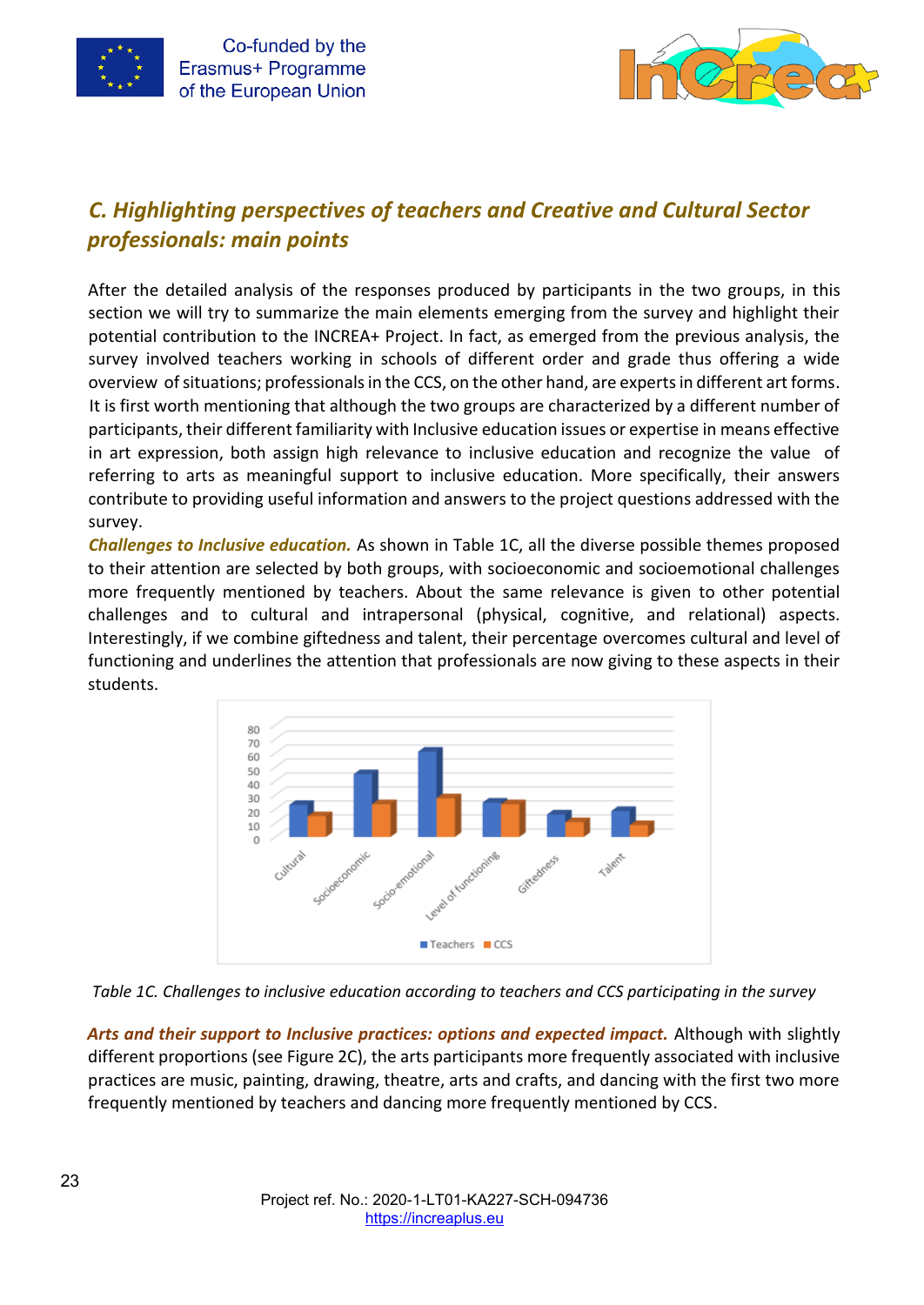## C. Highlighting perspectives of teachers and Creative and Cultural Sector professionals: main points

After the detailed analysis of the responses produced by participants in the two groups, in this section we will try to summarize the main elements emerging from the survey and highlight their potential contribution to the INCREA+ Project. In fact, as emerged from the previous analysis, the survey involved teachers working in schools of different order and grade thus offering a wide overview of situations; professionals in the CCS, on the other hand, are experts in different art forms. It is first worth mentioning that although the two groups are characterized by a different number of participants, their different familiarity with Inclusive education issues or expertise in means effective in art expression, both assign high relevance to inclusive education and recognize the value of referring to arts as meaningful support to inclusive education. More specifically, their answers contribute to providing useful information and answers to the project questions addressed with the survey.

***Challenges to Inclusive education.*** As shown in Table 1C, all the diverse possible themes proposed to their attention are selected by both groups, with socioeconomic and socioemotional challenges more frequently mentioned by teachers. About the same relevance is given to other potential challenges and to cultural and intrapersonal (physical, cognitive, and relational) aspects. Interestingly, if we combine giftedness and talent, their percentage overcomes cultural and level of functioning and underlines the attention that professionals are now giving to these aspects in their students.

*Table 1C. Challenges to inclusive education according to teachers and CCS participating in the survey*

***Arts and their support to Inclusive practices: options and expected impact.*** Although with slightly different proportions (see Figure 2C), the arts participants more frequently associated with inclusive practices are music, painting, drawing, theatre, arts and crafts, and dancing with the first two more frequently mentioned by teachers and dancing more frequently mentioned by CCS.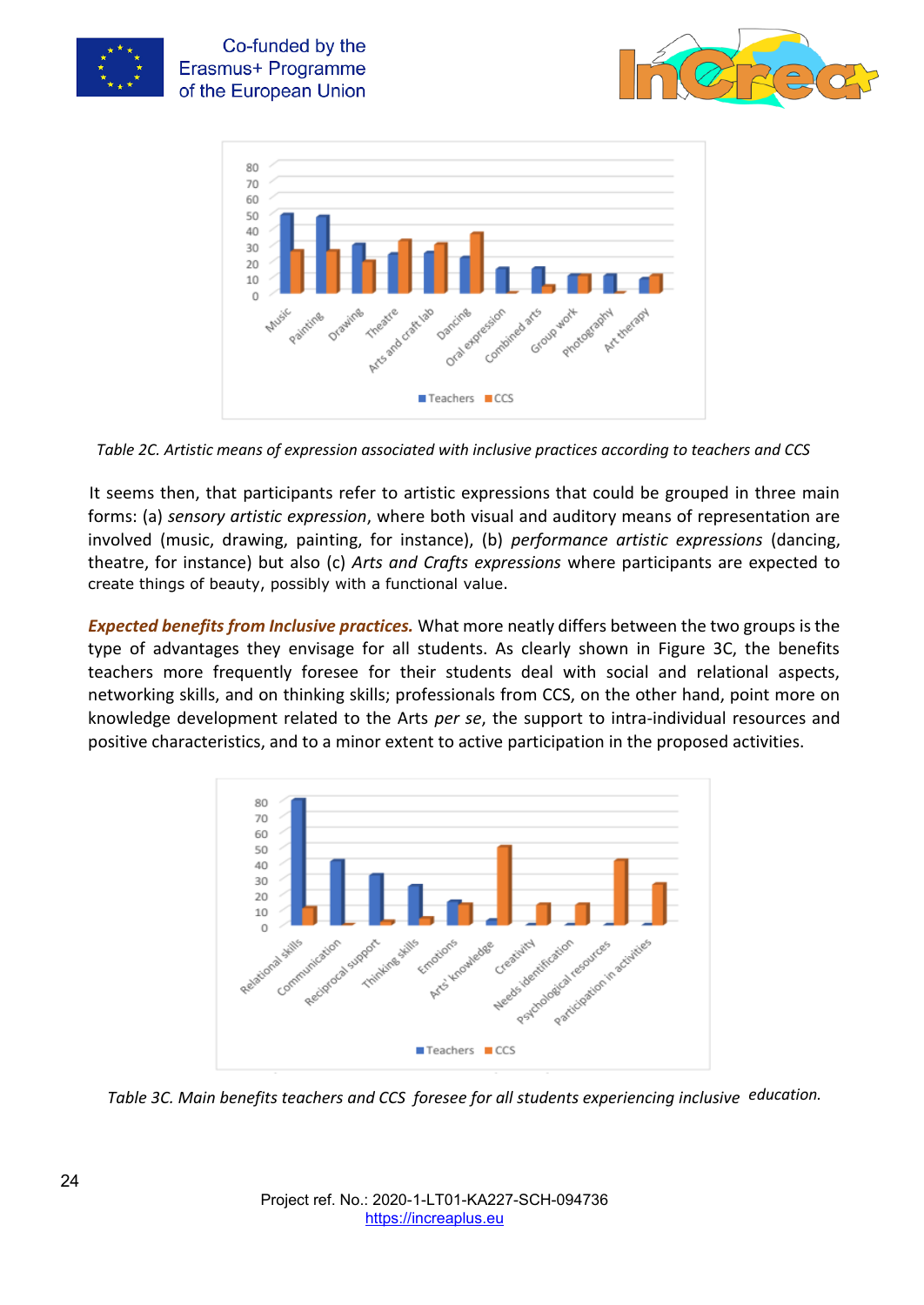Table 2C. *Artistic means of expression associated with inclusive practices according to teachers and CCS*

It seems then, that participants refer to artistic expressions that could be grouped in three main forms: (a) *sensory artistic expression*, where both visual and auditory means of representation are involved (music, drawing, painting, for instance), (b) *performance artistic expressions* (dancing, theatre, for instance) but also (c) *Arts and Crafts expressions* where participants are expected to create things of beauty, possibly with a functional value.

***Expected benefits from Inclusive practices.*** What more neatly differs between the two groups is the type of advantages they envisage for all students. As clearly shown in Figure 3C, the benefits teachers more frequently foresee for their students deal with social and relational aspects, networking skills, and on thinking skills; professionals from CCS, on the other hand, point more on knowledge development related to the Arts *per se*, the support to intra-individual resources and positive characteristics, and to a minor extent to active participation in the proposed activities.

*Table 3C. Main benefits teachers and CCS foresee for all students experiencing inclusive education.*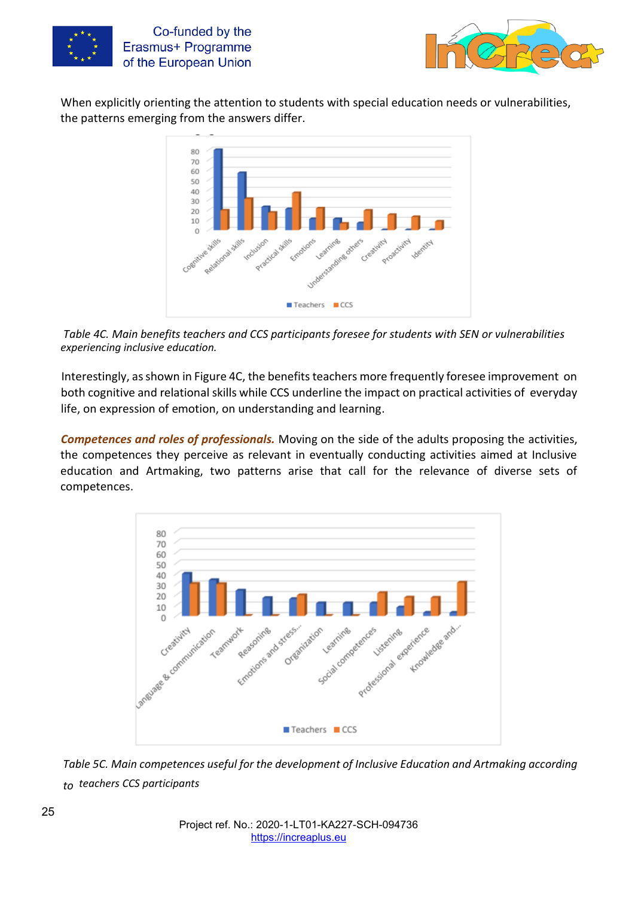When explicitly orienting the attention to students with special education needs or vulnerabilities, the patterns emerging from the answers differ.

*Table 4C. Main benefits teachers and CCS participants foresee for students with SEN or vulnerabilities experiencing inclusive education.*

Interestingly, as shown in Figure 4C, the benefits teachers more frequently foresee improvement on both cognitive and relational skills while CCS underline the impact on practical activities of everyday life, on expression of emotion, on understanding and learning.

***Competences and roles of professionals.*** Moving on the side of the adults proposing the activities, the competences they perceive as relevant in eventually conducting activities aimed at Inclusive education and Artmaking, two patterns arise that call for the relevance of diverse sets of competences.

*Table 5C. Main competences useful for the development of Inclusive Education and Artmaking according to teachers CCS participants*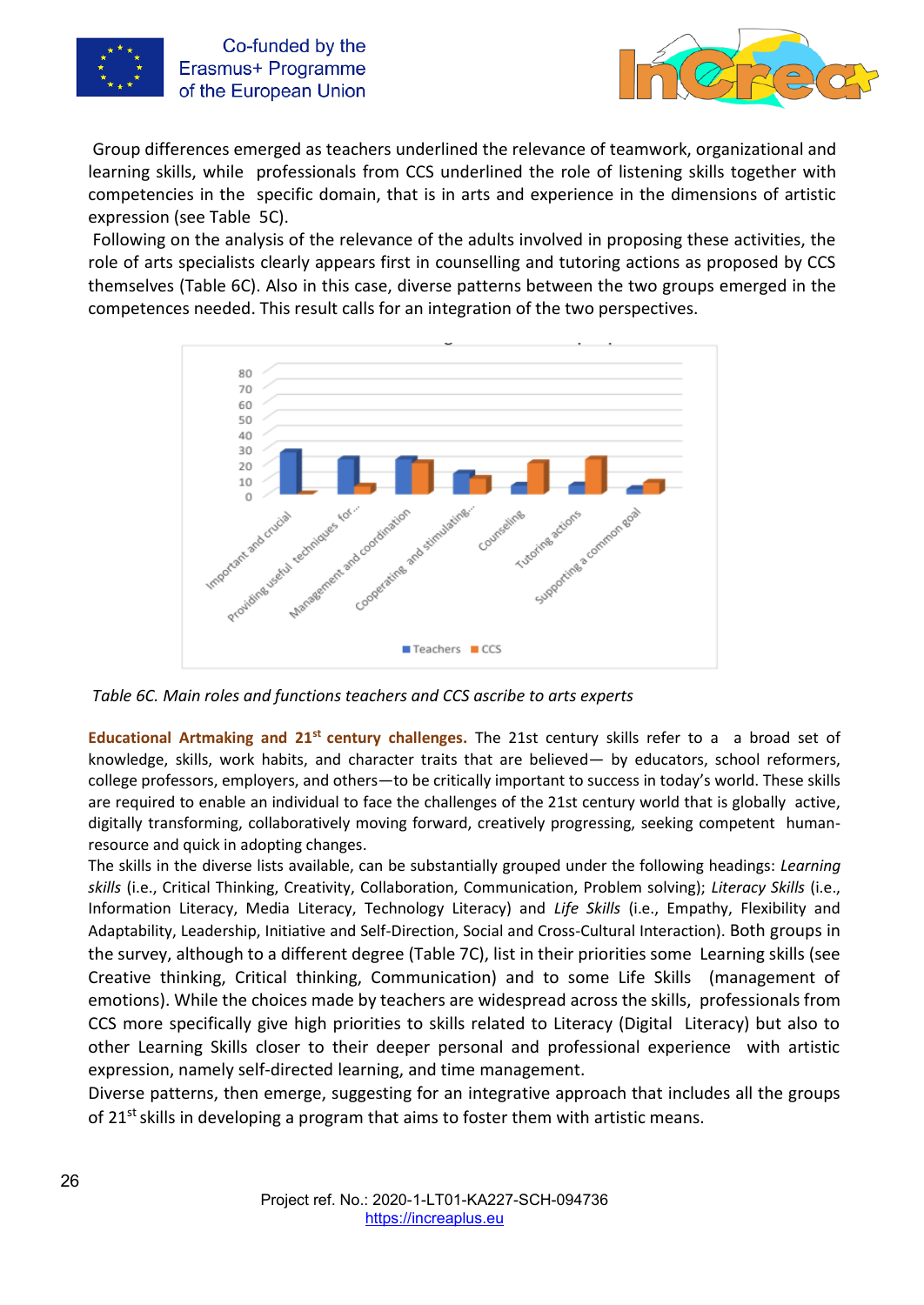Group differences emerged as teachers underlined the relevance of teamwork, organizational and learning skills, while professionals from CCS underlined the role of listening skills together with competencies in the specific domain, that is in arts and experience in the dimensions of artistic expression (see Table 5C).

Following on the analysis of the relevance of the adults involved in proposing these activities, the role of arts specialists clearly appears first in counselling and tutoring actions as proposed by CCS themselves (Table 6C). Also in this case, diverse patterns between the two groups emerged in the competences needed. This result calls for an integration of the two perspectives.

*Table 6C. Main roles and functions teachers and CCS ascribe to arts experts*

**Educational Artmaking and 21st century challenges.** The 21st century skills refer to a a broad set of knowledge, skills, work habits, and character traits that are believed— by educators, school reformers, college professors, employers, and others—to be critically important to success in today's world. These skills are required to enable an individual to face the challenges of the 21st century world that is globally active, digitally transforming, collaboratively moving forward, creatively progressing, seeking competent human-resource and quick in adopting changes.

The skills in the diverse lists available, can be substantially grouped under the following headings: *Learning skills* (i.e., Critical Thinking, Creativity, Collaboration, Communication, Problem solving); *Literacy Skills* (i.e., Information Literacy, Media Literacy, Technology Literacy) and *Life Skills* (i.e., Empathy, Flexibility and Adaptability, Leadership, Initiative and Self-Direction, Social and Cross-Cultural Interaction). Both groups in the survey, although to a different degree (Table 7C), list in their priorities some Learning skills (see Creative thinking, Critical thinking, Communication) and to some Life Skills (management of emotions). While the choices made by teachers are widespread across the skills, professionals from CCS more specifically give high priorities to skills related to Literacy (Digital Literacy) but also to other Learning Skills closer to their deeper personal and professional experience with artistic expression, namely self-directed learning, and time management.

Diverse patterns, then emerge, suggesting for an integrative approach that includes all the groups of 21st skills in developing a program that aims to foster them with artistic means.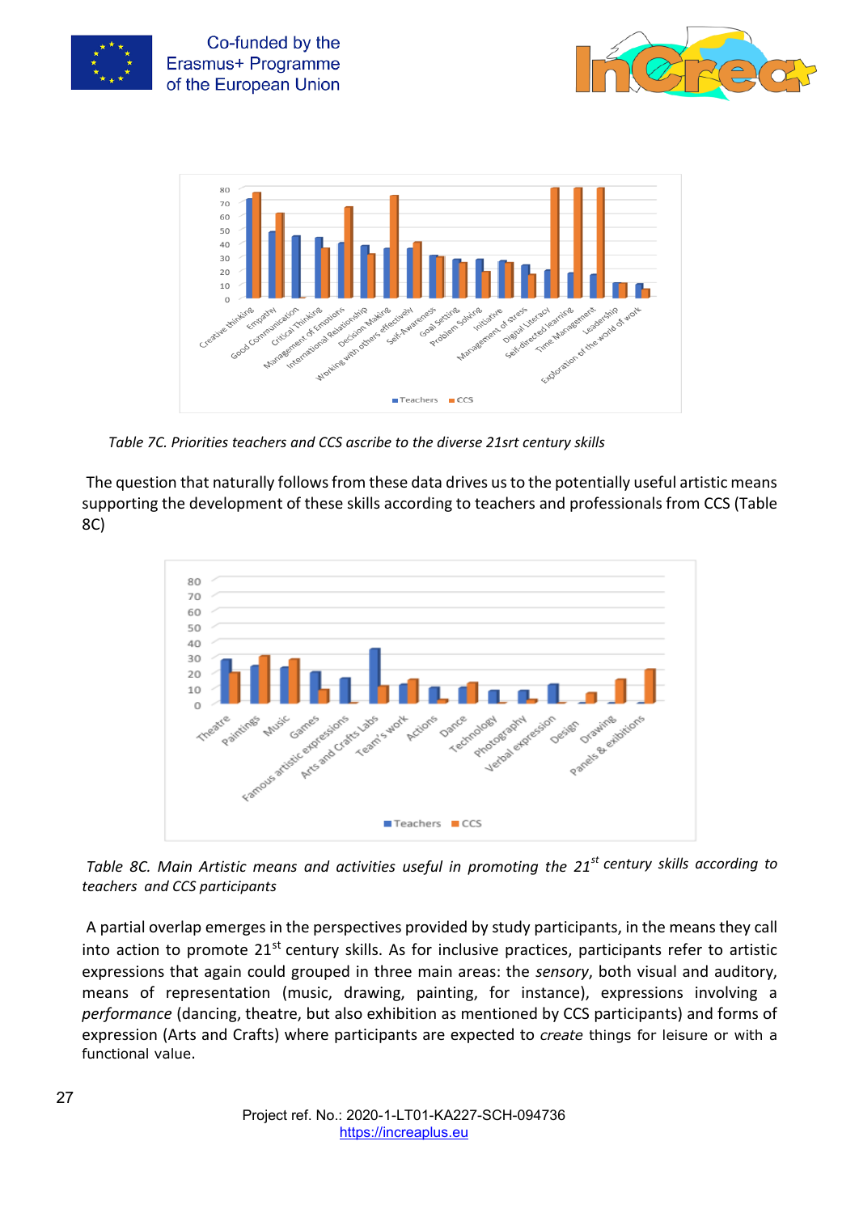*Table 7C. Priorities teachers and CCS ascribe to the diverse 21srt century skills*

The question that naturally follows from these data drives us to the potentially useful artistic means supporting the development of these skills according to teachers and professionals from CCS (Table 8C)

*Table 8C. Main Artistic means and activities useful in promoting the 21st century skills according to teachers and CCS participants*

A partial overlap emerges in the perspectives provided by study participants, in the means they call into action to promote 21st century skills. As for inclusive practices, participants refer to artistic expressions that again could grouped in three main areas: the *sensory*, both visual and auditory, means of representation (music, drawing, painting, for instance), expressions involving a *performance* (dancing, theatre, but also exhibition as mentioned by CCS participants) and forms of expression (Arts and Crafts) where participants are expected to *create* things for leisure or with a functional value.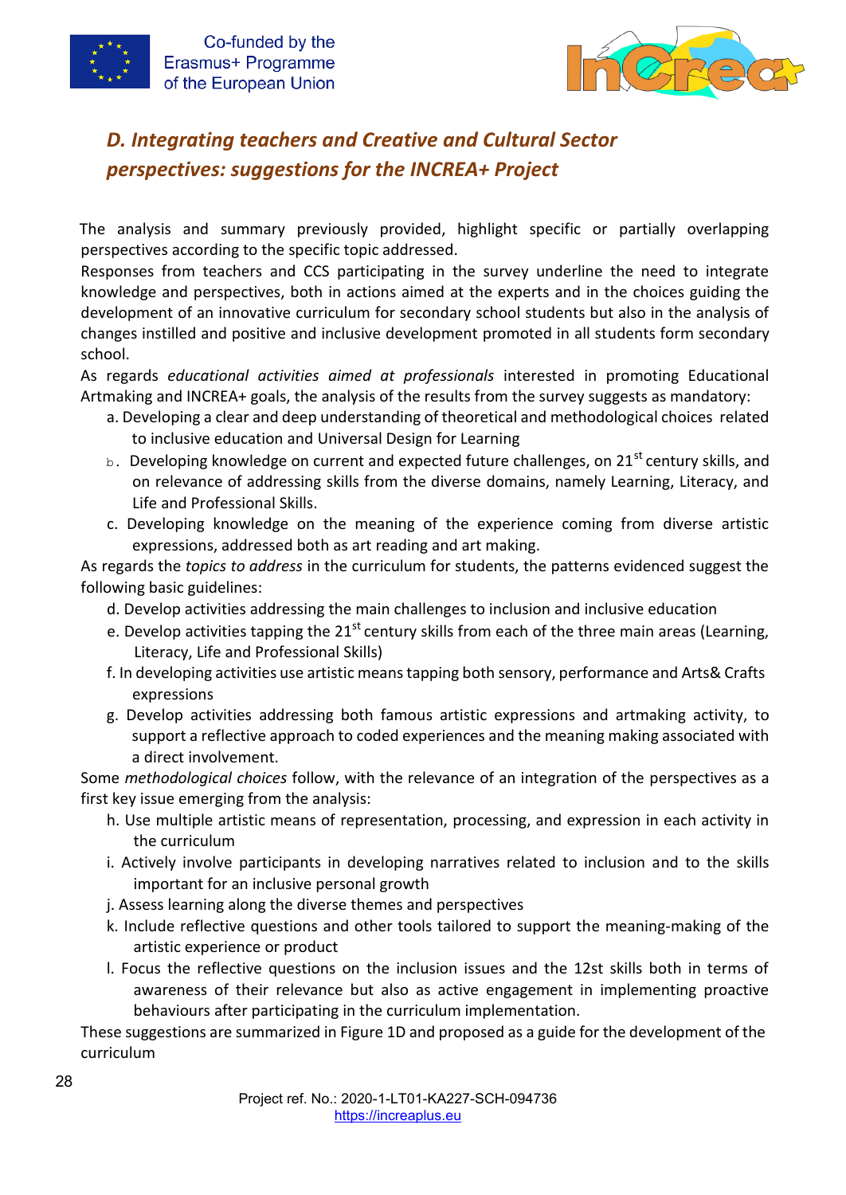## *D. Integrating teachers and Creative and Cultural Sector perspectives: suggestions for the INCREA+ Project*

The analysis and summary previously provided, highlight specific or partially overlapping perspectives according to the specific topic addressed.

Responses from teachers and CCS participating in the survey underline the need to integrate knowledge and perspectives, both in actions aimed at the experts and in the choices guiding the development of an innovative curriculum for secondary school students but also in the analysis of changes instilled and positive and inclusive development promoted in all students form secondary school.

As regards *educational activities aimed at professionals* interested in promoting Educational Artmaking and INCREA+ goals, the analysis of the results from the survey suggests as mandatory:

a. Developing a clear and deep understanding of theoretical and methodological choices related to inclusive education and Universal Design for Learning

b. Developing knowledge on current and expected future challenges, on 21st century skills, and on relevance of addressing skills from the diverse domains, namely Learning, Literacy, and Life and Professional Skills.

c. Developing knowledge on the meaning of the experience coming from diverse artistic expressions, addressed both as art reading and art making.

As regards the *topics to address* in the curriculum for students, the patterns evidenced suggest the following basic guidelines:

d. Develop activities addressing the main challenges to inclusion and inclusive education

e. Develop activities tapping the 21st century skills from each of the three main areas (Learning, Literacy, Life and Professional Skills)

f. In developing activities use artistic means tapping both sensory, performance and Arts& Crafts expressions

g. Develop activities addressing both famous artistic expressions and artmaking activity, to support a reflective approach to coded experiences and the meaning making associated with a direct involvement.

Some *methodological choices* follow, with the relevance of an integration of the perspectives as a first key issue emerging from the analysis:

h. Use multiple artistic means of representation, processing, and expression in each activity in the curriculum

i. Actively involve participants in developing narratives related to inclusion and to the skills important for an inclusive personal growth

j. Assess learning along the diverse themes and perspectives

k. Include reflective questions and other tools tailored to support the meaning-making of the artistic experience or product

l. Focus the reflective questions on the inclusion issues and the 12st skills both in terms of awareness of their relevance but also as active engagement in implementing proactive behaviours after participating in the curriculum implementation.

These suggestions are summarized in Figure 1D and proposed as a guide for the development of the curriculum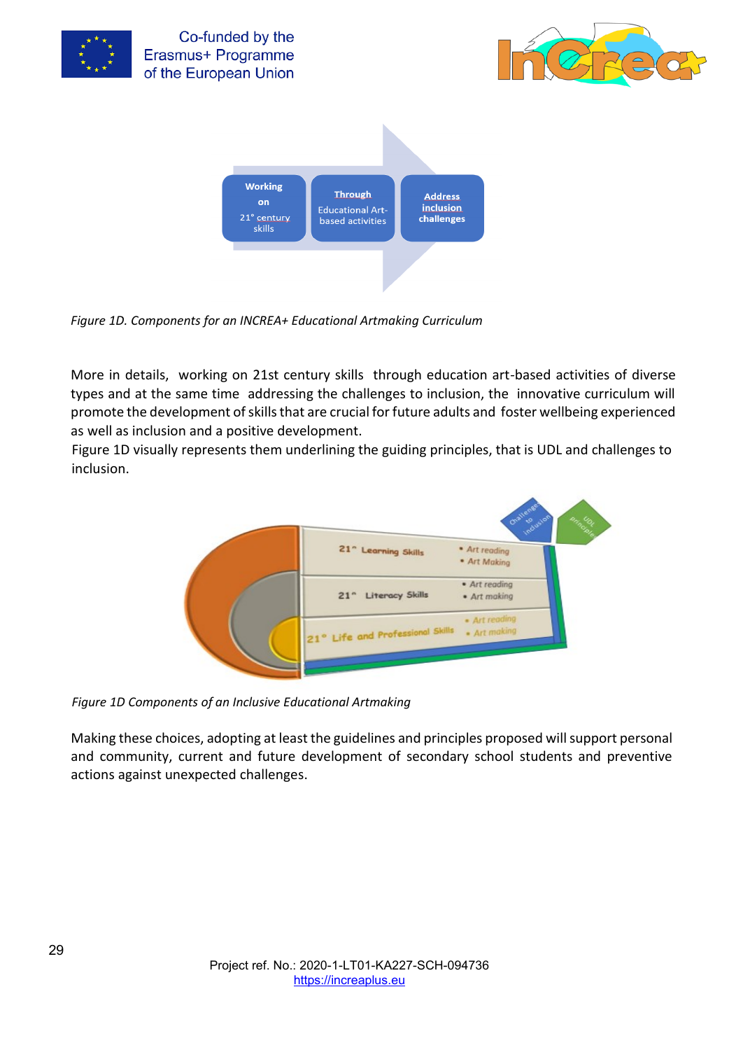Working on 21° century skills

Through Educational Art-based activities

Address inclusion challenges

*Figure 1D. Components for an INCREA+ Educational Artmaking Curriculum*

More in details, working on 21st century skills through education art-based activities of diverse types and at the same time addressing the challenges to inclusion, the innovative curriculum will promote the development of skills that are crucial for future adults and foster wellbeing experienced as well as inclusion and a positive development.

Figure 1D visually represents them underlining the guiding principles, that is UDL and challenges to inclusion.

Challenges to inclusion

UDL principle

21° Learning Skills
- Art reading
- Art Making

21° Literacy Skills
- Art reading
- Art making

21° Life and Professional Skills
- Art reading
- Art making

*Figure 1D Components of an Inclusive Educational Artmaking*

Making these choices, adopting at least the guidelines and principles proposed will support personal and community, current and future development of secondary school students and preventive actions against unexpected challenges.